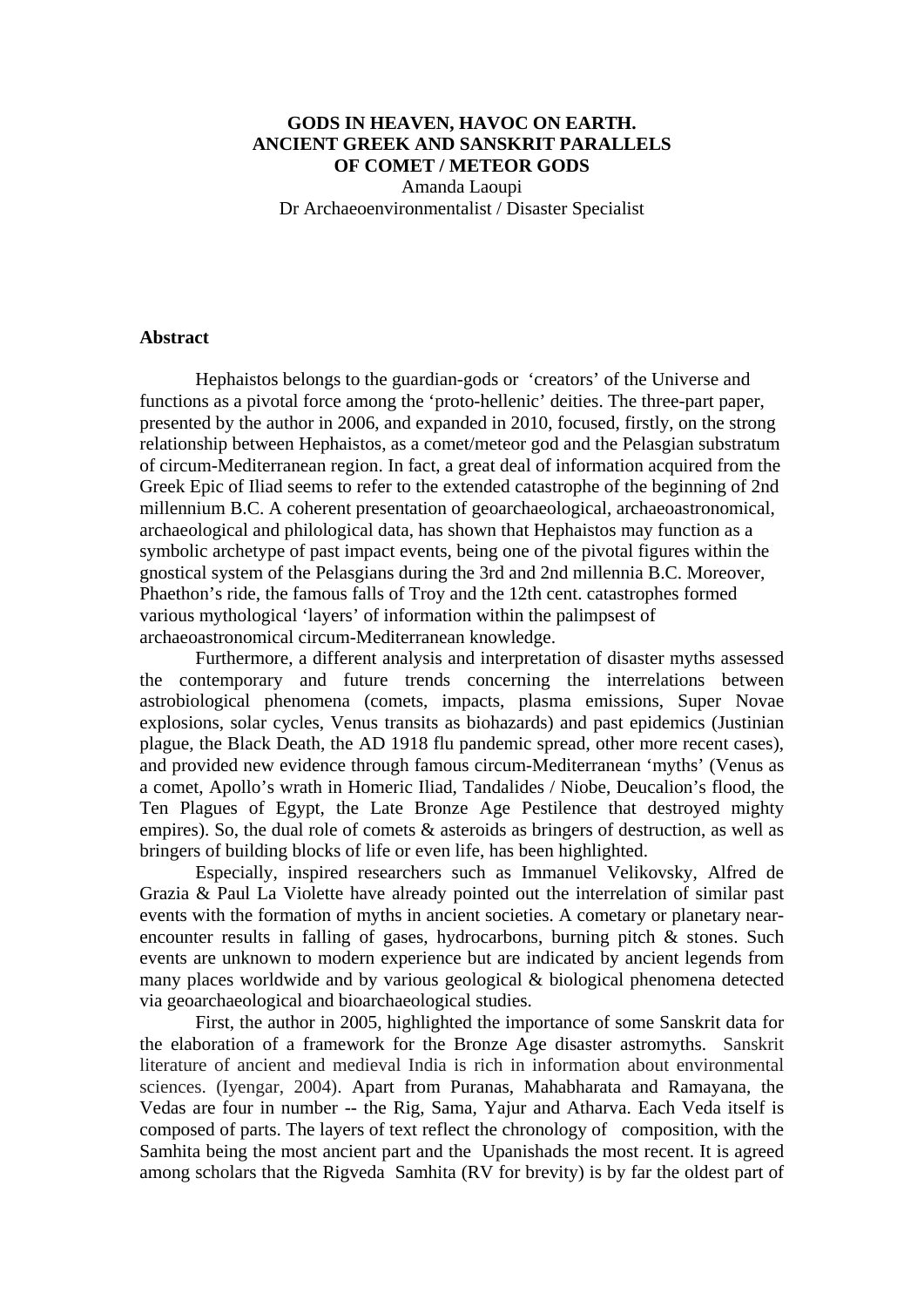**GODS IN HEAVEN, HAVOC ON EARTH.**
**ANCIENT GREEK AND SANSKRIT PARALLELS**
**OF COMET / METEOR GODS**

Amanda Laoupi
Dr Archaeoenvironmentalist / Disaster Specialist

## Abstract

Hephaistos belongs to the guardian-gods or 'creators' of the Universe and functions as a pivotal force among the 'proto-hellenic' deities. The three-part paper, presented by the author in 2006, and expanded in 2010, focused, firstly, on the strong relationship between Hephaistos, as a comet/meteor god and the Pelasgian substratum of circum-Mediterranean region. In fact, a great deal of information acquired from the Greek Epic of Iliad seems to refer to the extended catastrophe of the beginning of 2nd millennium B.C. A coherent presentation of geoarchaeological, archaeoastronomical, archaeological and philological data, has shown that Hephaistos may function as a symbolic archetype of past impact events, being one of the pivotal figures within the gnostical system of the Pelasgians during the 3rd and 2nd millennia B.C. Moreover, Phaethon's ride, the famous falls of Troy and the 12th cent. catastrophes formed various mythological 'layers' of information within the palimpsest of archaeoastronomical circum-Mediterranean knowledge.

Furthermore, a different analysis and interpretation of disaster myths assessed the contemporary and future trends concerning the interrelations between astrobiological phenomena (comets, impacts, plasma emissions, Super Novae explosions, solar cycles, Venus transits as biohazards) and past epidemics (Justinian plague, the Black Death, the AD 1918 flu pandemic spread, other more recent cases), and provided new evidence through famous circum-Mediterranean 'myths' (Venus as a comet, Apollo's wrath in Homeric Iliad, Tandalides / Niobe, Deucalion's flood, the Ten Plagues of Egypt, the Late Bronze Age Pestilence that destroyed mighty empires). So, the dual role of comets & asteroids as bringers of destruction, as well as bringers of building blocks of life or even life, has been highlighted.

Especially, inspired researchers such as Immanuel Velikovsky, Alfred de Grazia & Paul La Violette have already pointed out the interrelation of similar past events with the formation of myths in ancient societies. A cometary or planetary near-encounter results in falling of gases, hydrocarbons, burning pitch & stones. Such events are unknown to modern experience but are indicated by ancient legends from many places worldwide and by various geological & biological phenomena detected via geoarchaeological and bioarchaeological studies.

First, the author in 2005, highlighted the importance of some Sanskrit data for the elaboration of a framework for the Bronze Age disaster astromyths. Sanskrit literature of ancient and medieval India is rich in information about environmental sciences. (Iyengar, 2004). Apart from Puranas, Mahabharata and Ramayana, the Vedas are four in number -- the Rig, Sama, Yajur and Atharva. Each Veda itself is composed of parts. The layers of text reflect the chronology of composition, with the Samhita being the most ancient part and the Upanishads the most recent. It is agreed among scholars that the Rigveda Samhita (RV for brevity) is by far the oldest part of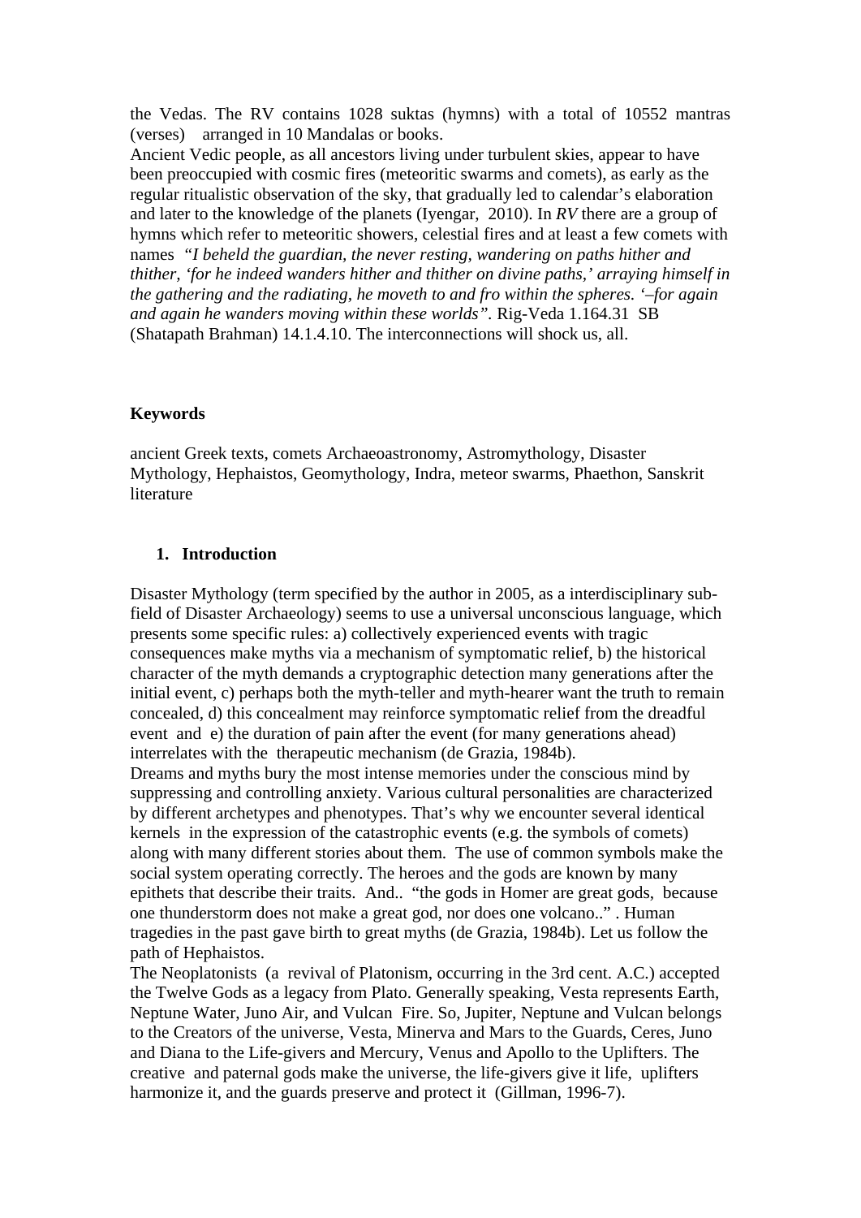the Vedas. The RV contains 1028 suktas (hymns) with a total of 10552 mantras (verses) arranged in 10 Mandalas or books.
Ancient Vedic people, as all ancestors living under turbulent skies, appear to have been preoccupied with cosmic fires (meteoritic swarms and comets), as early as the regular ritualistic observation of the sky, that gradually led to calendar's elaboration and later to the knowledge of the planets (Iyengar, 2010). In *RV* there are a group of hymns which refer to meteoritic showers, celestial fires and at least a few comets with names *"I beheld the guardian, the never resting, wandering on paths hither and thither, 'for he indeed wanders hither and thither on divine paths,' arraying himself in the gathering and the radiating, he moveth to and fro within the spheres. '–for again and again he wanders moving within these worlds".* Rig-Veda 1.164.31 SB (Shatapath Brahman) 14.1.4.10. The interconnections will shock us, all.

**Keywords**

ancient Greek texts, comets Archaeoastronomy, Astromythology, Disaster Mythology, Hephaistos, Geomythology, Indra, meteor swarms, Phaethon, Sanskrit literature

## 1. Introduction

Disaster Mythology (term specified by the author in 2005, as a interdisciplinary sub-field of Disaster Archaeology) seems to use a universal unconscious language, which presents some specific rules: a) collectively experienced events with tragic consequences make myths via a mechanism of symptomatic relief, b) the historical character of the myth demands a cryptographic detection many generations after the initial event, c) perhaps both the myth-teller and myth-hearer want the truth to remain concealed, d) this concealment may reinforce symptomatic relief from the dreadful event and e) the duration of pain after the event (for many generations ahead) interrelates with the therapeutic mechanism (de Grazia, 1984b).
Dreams and myths bury the most intense memories under the conscious mind by suppressing and controlling anxiety. Various cultural personalities are characterized by different archetypes and phenotypes. That's why we encounter several identical kernels in the expression of the catastrophic events (e.g. the symbols of comets) along with many different stories about them. The use of common symbols make the social system operating correctly. The heroes and the gods are known by many epithets that describe their traits. And.. "the gods in Homer are great gods, because one thunderstorm does not make a great god, nor does one volcano.." . Human tragedies in the past gave birth to great myths (de Grazia, 1984b). Let us follow the path of Hephaistos.
The Neoplatonists (a revival of Platonism, occurring in the 3rd cent. A.C.) accepted the Twelve Gods as a legacy from Plato. Generally speaking, Vesta represents Earth, Neptune Water, Juno Air, and Vulcan Fire. So, Jupiter, Neptune and Vulcan belongs to the Creators of the universe, Vesta, Minerva and Mars to the Guards, Ceres, Juno and Diana to the Life-givers and Mercury, Venus and Apollo to the Uplifters. The creative and paternal gods make the universe, the life-givers give it life, uplifters harmonize it, and the guards preserve and protect it (Gillman, 1996-7).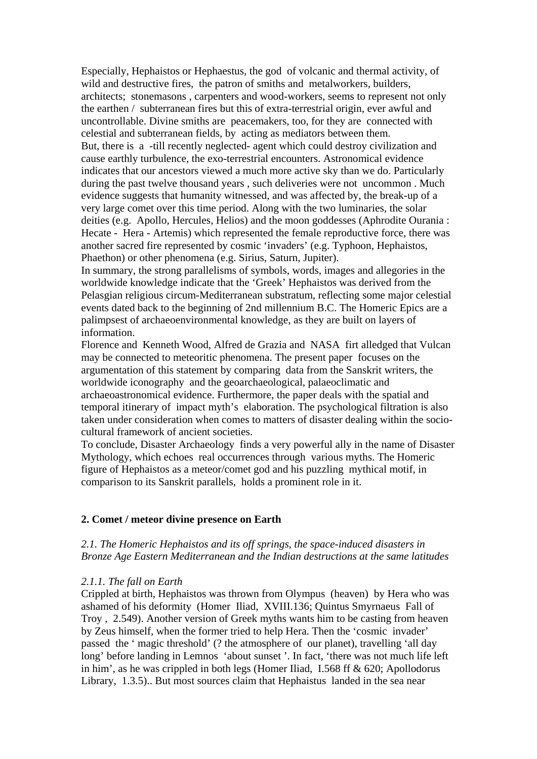Especially, Hephaistos or Hephaestus, the god of volcanic and thermal activity, of wild and destructive fires, the patron of smiths and metalworkers, builders, architects; stonemasons , carpenters and wood-workers, seems to represent not only the earthen / subterranean fires but this of extra-terrestrial origin, ever awful and uncontrollable. Divine smiths are peacemakers, too, for they are connected with celestial and subterranean fields, by acting as mediators between them.

But, there is a -till recently neglected- agent which could destroy civilization and cause earthly turbulence, the exo-terrestrial encounters. Astronomical evidence indicates that our ancestors viewed a much more active sky than we do. Particularly during the past twelve thousand years , such deliveries were not uncommon . Much evidence suggests that humanity witnessed, and was affected by, the break-up of a very large comet over this time period. Along with the two luminaries, the solar deities (e.g. Apollo, Hercules, Helios) and the moon goddesses (Aphrodite Ourania : Hecate - Hera - Artemis) which represented the female reproductive force, there was another sacred fire represented by cosmic 'invaders' (e.g. Typhoon, Hephaistos, Phaethon) or other phenomena (e.g. Sirius, Saturn, Jupiter).

In summary, the strong parallelisms of symbols, words, images and allegories in the worldwide knowledge indicate that the 'Greek' Hephaistos was derived from the Pelasgian religious circum-Mediterranean substratum, reflecting some major celestial events dated back to the beginning of 2nd millennium B.C. The Homeric Epics are a palimpsest of archaeoenvironmental knowledge, as they are built on layers of information.

Florence and Kenneth Wood, Alfred de Grazia and NASA firt alledged that Vulcan may be connected to meteoritic phenomena. The present paper focuses on the argumentation of this statement by comparing data from the Sanskrit writers, the worldwide iconography and the geoarchaeological, palaeoclimatic and archaeoastronomical evidence. Furthermore, the paper deals with the spatial and temporal itinerary of impact myth's elaboration. The psychological filtration is also taken under consideration when comes to matters of disaster dealing within the socio-cultural framework of ancient societies.

To conclude, Disaster Archaeology finds a very powerful ally in the name of Disaster Mythology, which echoes real occurrences through various myths. The Homeric figure of Hephaistos as a meteor/comet god and his puzzling mythical motif, in comparison to its Sanskrit parallels, holds a prominent role in it.

## 2. Comet / meteor divine presence on Earth

### *2.1. The Homeric Hephaistos and its off springs, the space-induced disasters in Bronze Age Eastern Mediterranean and the Indian destructions at the same latitudes*

#### *2.1.1. The fall on Earth*

Crippled at birth, Hephaistos was thrown from Olympus (heaven) by Hera who was ashamed of his deformity (Homer Iliad, XVIII.136; Quintus Smyrnaeus Fall of Troy , 2.549). Another version of Greek myths wants him to be casting from heaven by Zeus himself, when the former tried to help Hera. Then the 'cosmic invader' passed the ' magic threshold' (? the atmosphere of our planet), travelling 'all day long' before landing in Lemnos 'about sunset '. In fact, 'there was not much life left in him', as he was crippled in both legs (Homer Iliad, I.568 ff & 620; Apollodorus Library, 1.3.5).. But most sources claim that Hephaistus landed in the sea near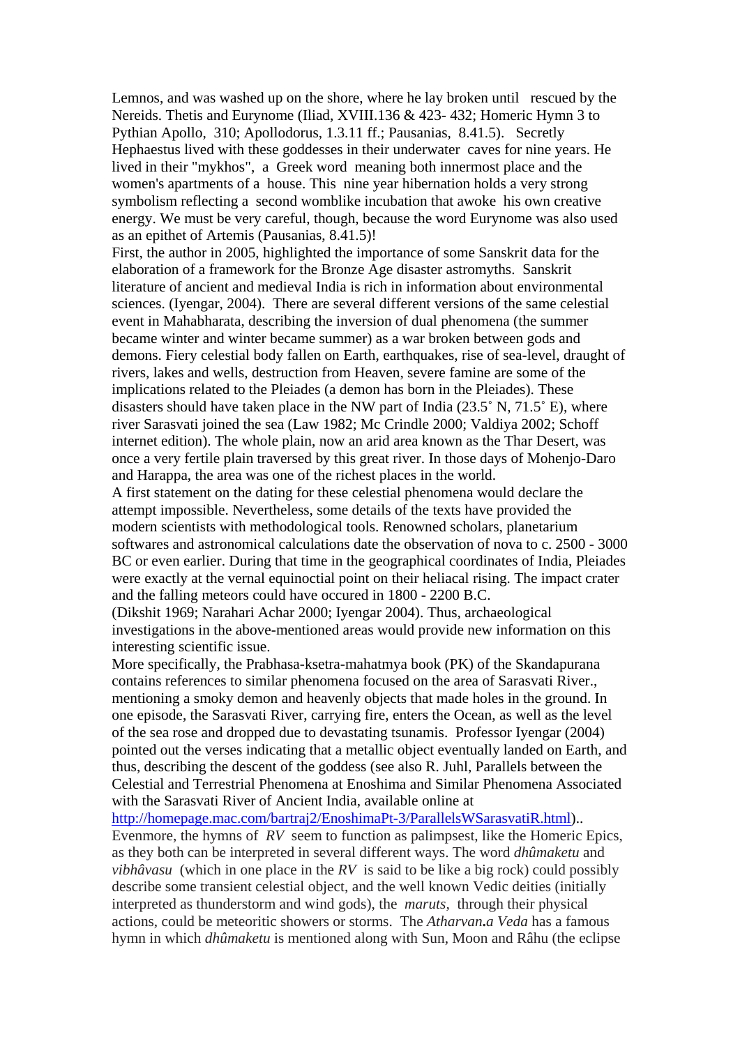Lemnos, and was washed up on the shore, where he lay broken until rescued by the Nereids. Thetis and Eurynome (Iliad, XVIII.136 & 423- 432; Homeric Hymn 3 to Pythian Apollo, 310; Apollodorus, 1.3.11 ff.; Pausanias, 8.41.5). Secretly Hephaestus lived with these goddesses in their underwater caves for nine years. He lived in their "mykhos", a Greek word meaning both innermost place and the women's apartments of a house. This nine year hibernation holds a very strong symbolism reflecting a second womblike incubation that awoke his own creative energy. We must be very careful, though, because the word Eurynome was also used as an epithet of Artemis (Pausanias, 8.41.5)!

First, the author in 2005, highlighted the importance of some Sanskrit data for the elaboration of a framework for the Bronze Age disaster astromyths. Sanskrit literature of ancient and medieval India is rich in information about environmental sciences. (Iyengar, 2004). There are several different versions of the same celestial event in Mahabharata, describing the inversion of dual phenomena (the summer became winter and winter became summer) as a war broken between gods and demons. Fiery celestial body fallen on Earth, earthquakes, rise of sea-level, draught of rivers, lakes and wells, destruction from Heaven, severe famine are some of the implications related to the Pleiades (a demon has born in the Pleiades). These disasters should have taken place in the NW part of India (23.5˚ N, 71.5˚ E), where river Sarasvati joined the sea (Law 1982; Mc Crindle 2000; Valdiya 2002; Schoff internet edition). The whole plain, now an arid area known as the Thar Desert, was once a very fertile plain traversed by this great river. In those days of Mohenjo-Daro and Harappa, the area was one of the richest places in the world.

A first statement on the dating for these celestial phenomena would declare the attempt impossible. Nevertheless, some details of the texts have provided the modern scientists with methodological tools. Renowned scholars, planetarium softwares and astronomical calculations date the observation of nova to c. 2500 - 3000 BC or even earlier. During that time in the geographical coordinates of India, Pleiades were exactly at the vernal equinoctial point on their heliacal rising. The impact crater and the falling meteors could have occured in 1800 - 2200 B.C.

(Dikshit 1969; Narahari Achar 2000; Iyengar 2004). Thus, archaeological investigations in the above-mentioned areas would provide new information on this interesting scientific issue.

More specifically, the Prabhasa-ksetra-mahatmya book (PK) of the Skandapurana contains references to similar phenomena focused on the area of Sarasvati River., mentioning a smoky demon and heavenly objects that made holes in the ground. In one episode, the Sarasvati River, carrying fire, enters the Ocean, as well as the level of the sea rose and dropped due to devastating tsunamis. Professor Iyengar (2004) pointed out the verses indicating that a metallic object eventually landed on Earth, and thus, describing the descent of the goddess (see also R. Juhl, Parallels between the Celestial and Terrestrial Phenomena at Enoshima and Similar Phenomena Associated with the Sarasvati River of Ancient India, available online at http://homepage.mac.com/bartraj2/EnoshimaPt-3/ParallelsWSarasvatiR.html)..

Evenmore, the hymns of *RV* seem to function as palimpsest, like the Homeric Epics, as they both can be interpreted in several different ways. The word *dhûmaketu* and *vibhâvasu* (which in one place in the *RV* is said to be like a big rock) could possibly describe some transient celestial object, and the well known Vedic deities (initially interpreted as thunderstorm and wind gods), the *maruts*, through their physical actions, could be meteoritic showers or storms. The *Atharvan.a Veda* has a famous hymn in which *dhûmaketu* is mentioned along with Sun, Moon and Râhu (the eclipse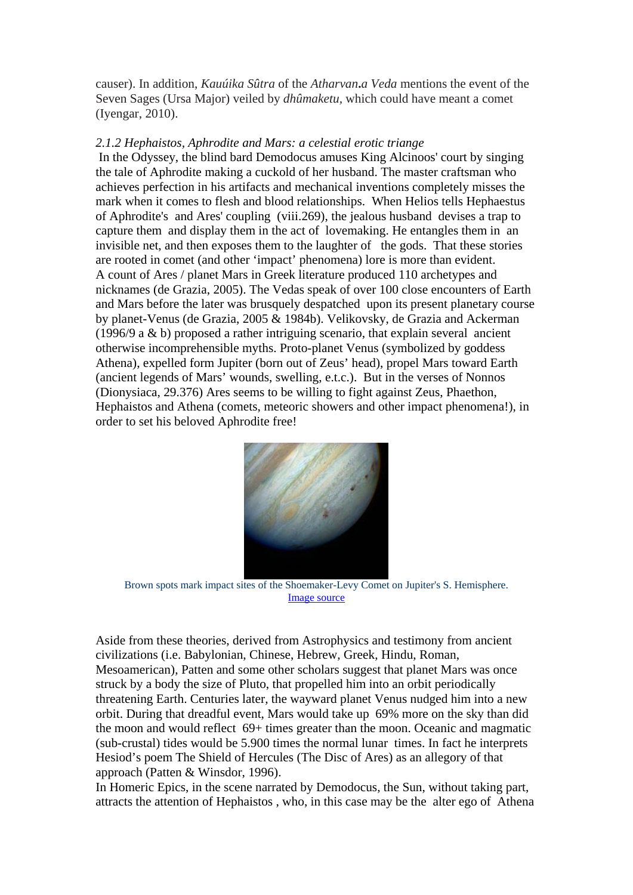causer). In addition, *Kauúika Sûtra* of the *Atharvan.a Veda* mentions the event of the Seven Sages (Ursa Major) veiled by *dhûmaketu*, which could have meant a comet (Iyengar, 2010).

### *2.1.2 Hephaistos, Aphrodite and Mars: a celestial erotic triange*

In the Odyssey, the blind bard Demodocus amuses King Alcinoos' court by singing the tale of Aphrodite making a cuckold of her husband. The master craftsman who achieves perfection in his artifacts and mechanical inventions completely misses the mark when it comes to flesh and blood relationships. When Helios tells Hephaestus of Aphrodite's and Ares' coupling (viii.269), the jealous husband devises a trap to capture them and display them in the act of lovemaking. He entangles them in an invisible net, and then exposes them to the laughter of the gods. That these stories are rooted in comet (and other 'impact' phenomena) lore is more than evident.
A count of Ares / planet Mars in Greek literature produced 110 archetypes and nicknames (de Grazia, 2005). The Vedas speak of over 100 close encounters of Earth and Mars before the later was brusquely despatched upon its present planetary course by planet-Venus (de Grazia, 2005 & 1984b). Velikovsky, de Grazia and Ackerman (1996/9 a & b) proposed a rather intriguing scenario, that explain several ancient otherwise incomprehensible myths. Proto-planet Venus (symbolized by goddess Athena), expelled form Jupiter (born out of Zeus' head), propel Mars toward Earth (ancient legends of Mars' wounds, swelling, e.t.c.). But in the verses of Nonnos (Dionysiaca, 29.376) Ares seems to be willing to fight against Zeus, Phaethon, Hephaistos and Athena (comets, meteoric showers and other impact phenomena!), in order to set his beloved Aphrodite free!

Brown spots mark impact sites of the Shoemaker-Levy Comet on Jupiter's S. Hemisphere.
Image source

Aside from these theories, derived from Astrophysics and testimony from ancient civilizations (i.e. Babylonian, Chinese, Hebrew, Greek, Hindu, Roman, Mesoamerican), Patten and some other scholars suggest that planet Mars was once struck by a body the size of Pluto, that propelled him into an orbit periodically threatening Earth. Centuries later, the wayward planet Venus nudged him into a new orbit. During that dreadful event, Mars would take up 69% more on the sky than did the moon and would reflect 69+ times greater than the moon. Oceanic and magmatic (sub-crustal) tides would be 5.900 times the normal lunar times. In fact he interprets Hesiod's poem The Shield of Hercules (The Disc of Ares) as an allegory of that approach (Patten & Winsdor, 1996).
In Homeric Epics, in the scene narrated by Demodocus, the Sun, without taking part, attracts the attention of Hephaistos , who, in this case may be the alter ego of Athena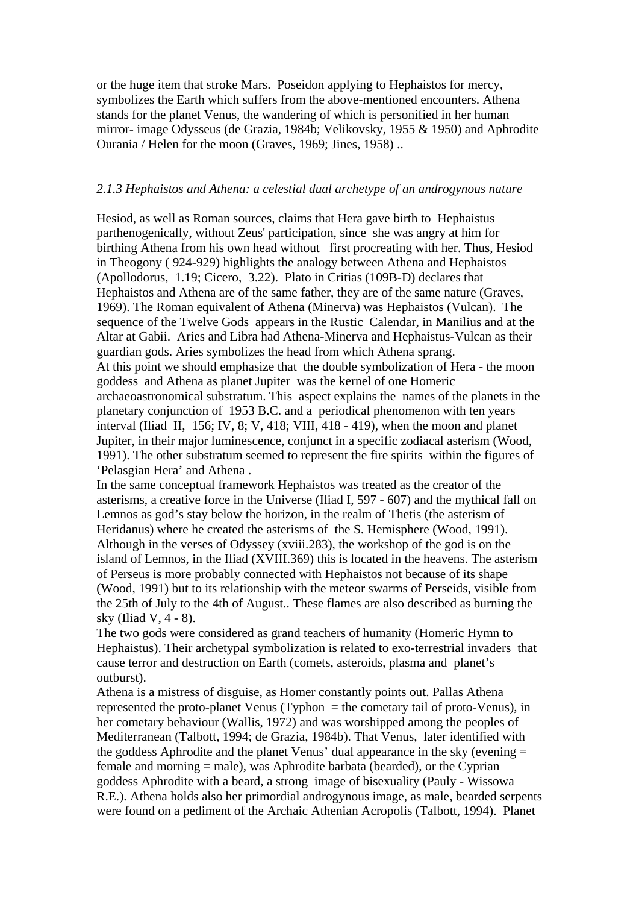or the huge item that stroke Mars. Poseidon applying to Hephaistos for mercy, symbolizes the Earth which suffers from the above-mentioned encounters. Athena stands for the planet Venus, the wandering of which is personified in her human mirror- image Odysseus (de Grazia, 1984b; Velikovsky, 1955 & 1950) and Aphrodite Ourania / Helen for the moon (Graves, 1969; Jines, 1958) ..

### *2.1.3 Hephaistos and Athena: a celestial dual archetype of an androgynous nature*

Hesiod, as well as Roman sources, claims that Hera gave birth to Hephaistus parthenogenically, without Zeus' participation, since she was angry at him for birthing Athena from his own head without first procreating with her. Thus, Hesiod in Theogony ( 924-929) highlights the analogy between Athena and Hephaistos (Apollodorus, 1.19; Cicero, 3.22). Plato in Critias (109B-D) declares that Hephaistos and Athena are of the same father, they are of the same nature (Graves, 1969). The Roman equivalent of Athena (Minerva) was Hephaistos (Vulcan). The sequence of the Twelve Gods appears in the Rustic Calendar, in Manilius and at the Altar at Gabii. Aries and Libra had Athena-Minerva and Hephaistus-Vulcan as their guardian gods. Aries symbolizes the head from which Athena sprang.

At this point we should emphasize that the double symbolization of Hera - the moon goddess and Athena as planet Jupiter was the kernel of one Homeric archaeoastronomical substratum. This aspect explains the names of the planets in the planetary conjunction of 1953 B.C. and a periodical phenomenon with ten years interval (Iliad II, 156; IV, 8; V, 418; VIII, 418 - 419), when the moon and planet Jupiter, in their major luminescence, conjunct in a specific zodiacal asterism (Wood, 1991). The other substratum seemed to represent the fire spirits within the figures of 'Pelasgian Hera' and Athena .

In the same conceptual framework Hephaistos was treated as the creator of the asterisms, a creative force in the Universe (Iliad I, 597 - 607) and the mythical fall on Lemnos as god's stay below the horizon, in the realm of Thetis (the asterism of Heridanus) where he created the asterisms of the S. Hemisphere (Wood, 1991). Although in the verses of Odyssey (xviii.283), the workshop of the god is on the island of Lemnos, in the Iliad (XVIII.369) this is located in the heavens. The asterism of Perseus is more probably connected with Hephaistos not because of its shape (Wood, 1991) but to its relationship with the meteor swarms of Perseids, visible from the 25th of July to the 4th of August.. These flames are also described as burning the sky (Iliad V, 4 - 8).

The two gods were considered as grand teachers of humanity (Homeric Hymn to Hephaistus). Their archetypal symbolization is related to exo-terrestrial invaders that cause terror and destruction on Earth (comets, asteroids, plasma and planet's outburst).

Athena is a mistress of disguise, as Homer constantly points out. Pallas Athena represented the proto-planet Venus (Typhon = the cometary tail of proto-Venus), in her cometary behaviour (Wallis, 1972) and was worshipped among the peoples of Mediterranean (Talbott, 1994; de Grazia, 1984b). That Venus, later identified with the goddess Aphrodite and the planet Venus' dual appearance in the sky (evening = female and morning = male), was Aphrodite barbata (bearded), or the Cyprian goddess Aphrodite with a beard, a strong image of bisexuality (Pauly - Wissowa R.E.). Athena holds also her primordial androgynous image, as male, bearded serpents were found on a pediment of the Archaic Athenian Acropolis (Talbott, 1994). Planet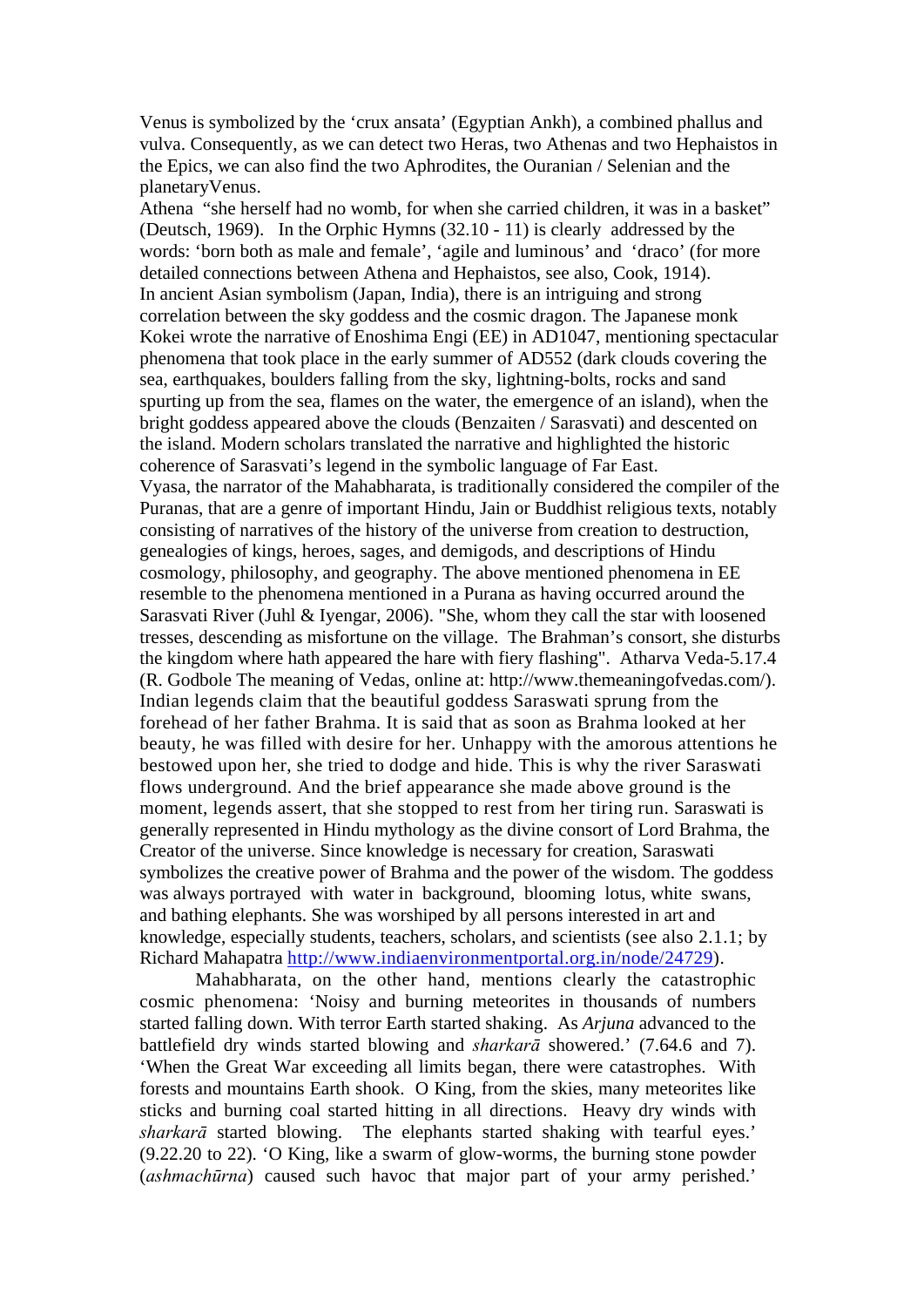Venus is symbolized by the 'crux ansata' (Egyptian Ankh), a combined phallus and vulva. Consequently, as we can detect two Heras, two Athenas and two Hephaistos in the Epics, we can also find the two Aphrodites, the Ouranian / Selenian and the planetaryVenus.

Athena "she herself had no womb, for when she carried children, it was in a basket" (Deutsch, 1969). In the Orphic Hymns (32.10 - 11) is clearly addressed by the words: 'born both as male and female', 'agile and luminous' and 'draco' (for more detailed connections between Athena and Hephaistos, see also, Cook, 1914).

In ancient Asian symbolism (Japan, India), there is an intriguing and strong correlation between the sky goddess and the cosmic dragon. The Japanese monk Kokei wrote the narrative of Enoshima Engi (EE) in AD1047, mentioning spectacular phenomena that took place in the early summer of AD552 (dark clouds covering the sea, earthquakes, boulders falling from the sky, lightning-bolts, rocks and sand spurting up from the sea, flames on the water, the emergence of an island), when the bright goddess appeared above the clouds (Benzaiten / Sarasvati) and descented on the island. Modern scholars translated the narrative and highlighted the historic coherence of Sarasvati's legend in the symbolic language of Far East.

Vyasa, the narrator of the Mahabharata, is traditionally considered the compiler of the Puranas, that are a genre of important Hindu, Jain or Buddhist religious texts, notably consisting of narratives of the history of the universe from creation to destruction, genealogies of kings, heroes, sages, and demigods, and descriptions of Hindu cosmology, philosophy, and geography. The above mentioned phenomena in EE resemble to the phenomena mentioned in a Purana as having occurred around the Sarasvati River (Juhl & Iyengar, 2006). "She, whom they call the star with loosened tresses, descending as misfortune on the village. The Brahman's consort, she disturbs the kingdom where hath appeared the hare with fiery flashing". Atharva Veda-5.17.4 (R. Godbole The meaning of Vedas, online at: http://www.themeaningofvedas.com/).

Indian legends claim that the beautiful goddess Saraswati sprung from the forehead of her father Brahma. It is said that as soon as Brahma looked at her beauty, he was filled with desire for her. Unhappy with the amorous attentions he bestowed upon her, she tried to dodge and hide. This is why the river Saraswati flows underground. And the brief appearance she made above ground is the moment, legends assert, that she stopped to rest from her tiring run. Saraswati is generally represented in Hindu mythology as the divine consort of Lord Brahma, the Creator of the universe. Since knowledge is necessary for creation, Saraswati symbolizes the creative power of Brahma and the power of the wisdom. The goddess was always portrayed with water in background, blooming lotus, white swans, and bathing elephants. She was worshiped by all persons interested in art and knowledge, especially students, teachers, scholars, and scientists (see also 2.1.1; by Richard Mahapatra http://www.indiaenvironmentportal.org.in/node/24729).

Mahabharata, on the other hand, mentions clearly the catastrophic cosmic phenomena: 'Noisy and burning meteorites in thousands of numbers started falling down. With terror Earth started shaking. As *Arjuna* advanced to the battlefield dry winds started blowing and *sharkarā* showered.' (7.64.6 and 7). 'When the Great War exceeding all limits began, there were catastrophes. With forests and mountains Earth shook. O King, from the skies, many meteorites like sticks and burning coal started hitting in all directions. Heavy dry winds with *sharkarā* started blowing. The elephants started shaking with tearful eyes.' (9.22.20 to 22). 'O King, like a swarm of glow-worms, the burning stone powder (*ashmachūrna*) caused such havoc that major part of your army perished.'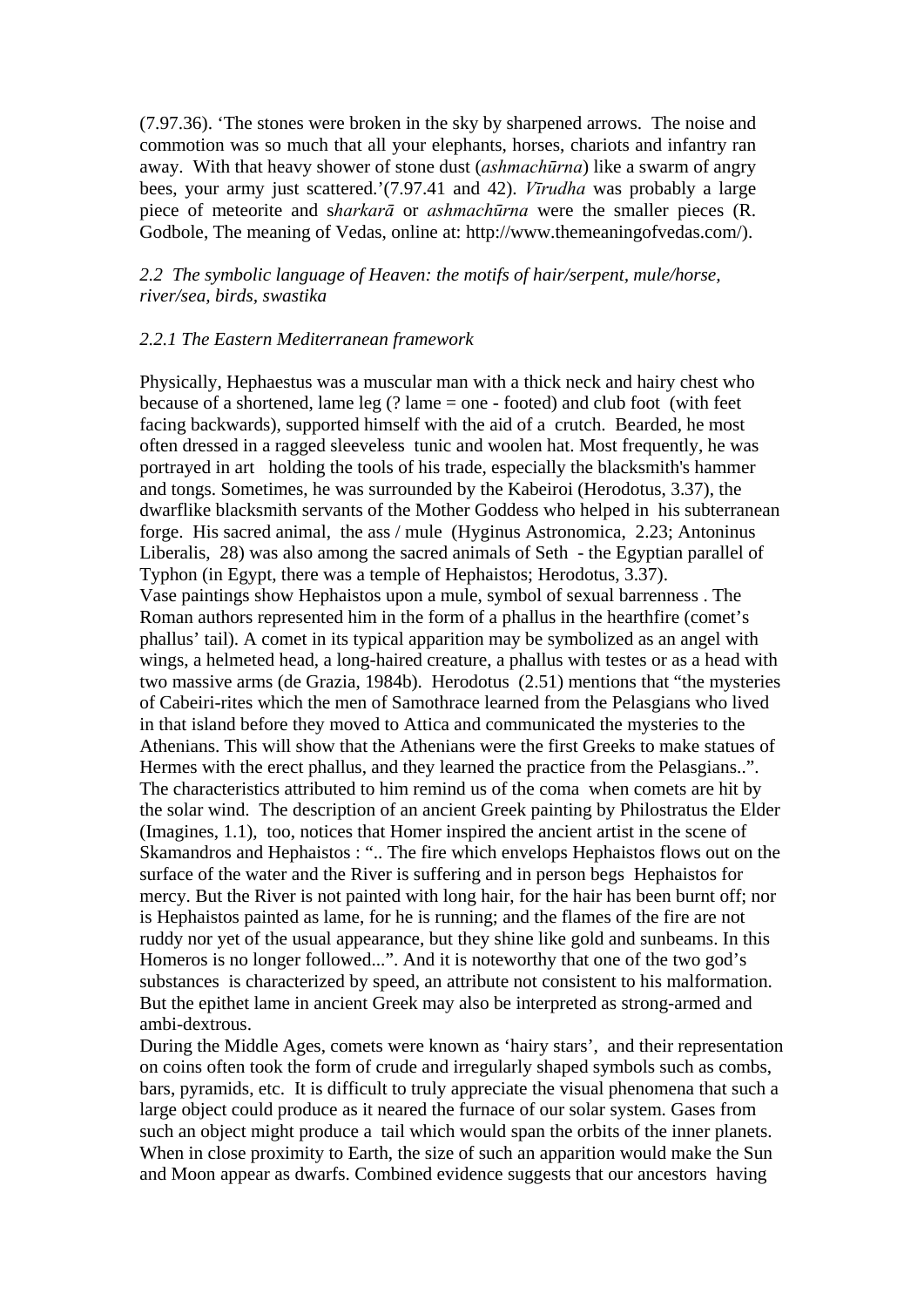(7.97.36). 'The stones were broken in the sky by sharpened arrows. The noise and commotion was so much that all your elephants, horses, chariots and infantry ran away. With that heavy shower of stone dust (*ashmachūrna*) like a swarm of angry bees, your army just scattered.'(7.97.41 and 42). *Vīrudha* was probably a large piece of meteorite and s*harkarā* or *ashmachūrna* were the smaller pieces (R. Godbole, The meaning of Vedas, online at: http://www.themeaningofvedas.com/).

### *2.2 The symbolic language of Heaven: the motifs of hair/serpent, mule/horse, river/sea, birds, swastika*

#### *2.2.1 The Eastern Mediterranean framework*

Physically, Hephaestus was a muscular man with a thick neck and hairy chest who because of a shortened, lame leg (? lame = one - footed) and club foot (with feet facing backwards), supported himself with the aid of a crutch. Bearded, he most often dressed in a ragged sleeveless tunic and woolen hat. Most frequently, he was portrayed in art holding the tools of his trade, especially the blacksmith's hammer and tongs. Sometimes, he was surrounded by the Kabeiroi (Herodotus, 3.37), the dwarflike blacksmith servants of the Mother Goddess who helped in his subterranean forge. His sacred animal, the ass / mule (Hyginus Astronomica, 2.23; Antoninus Liberalis, 28) was also among the sacred animals of Seth - the Egyptian parallel of Typhon (in Egypt, there was a temple of Hephaistos; Herodotus, 3.37).
Vase paintings show Hephaistos upon a mule, symbol of sexual barrenness . The Roman authors represented him in the form of a phallus in the hearthfire (comet's phallus' tail). A comet in its typical apparition may be symbolized as an angel with wings, a helmeted head, a long-haired creature, a phallus with testes or as a head with two massive arms (de Grazia, 1984b). Herodotus (2.51) mentions that "the mysteries of Cabeiri-rites which the men of Samothrace learned from the Pelasgians who lived in that island before they moved to Attica and communicated the mysteries to the Athenians. This will show that the Athenians were the first Greeks to make statues of Hermes with the erect phallus, and they learned the practice from the Pelasgians..". The characteristics attributed to him remind us of the coma when comets are hit by the solar wind. The description of an ancient Greek painting by Philostratus the Elder (Imagines, 1.1), too, notices that Homer inspired the ancient artist in the scene of Skamandros and Hephaistos : ".. The fire which envelops Hephaistos flows out on the surface of the water and the River is suffering and in person begs Hephaistos for mercy. But the River is not painted with long hair, for the hair has been burnt off; nor is Hephaistos painted as lame, for he is running; and the flames of the fire are not ruddy nor yet of the usual appearance, but they shine like gold and sunbeams. In this Homeros is no longer followed...". And it is noteworthy that one of the two god's substances is characterized by speed, an attribute not consistent to his malformation. But the epithet lame in ancient Greek may also be interpreted as strong-armed and ambi-dextrous.
During the Middle Ages, comets were known as 'hairy stars', and their representation on coins often took the form of crude and irregularly shaped symbols such as combs, bars, pyramids, etc. It is difficult to truly appreciate the visual phenomena that such a large object could produce as it neared the furnace of our solar system. Gases from such an object might produce a tail which would span the orbits of the inner planets. When in close proximity to Earth, the size of such an apparition would make the Sun and Moon appear as dwarfs. Combined evidence suggests that our ancestors having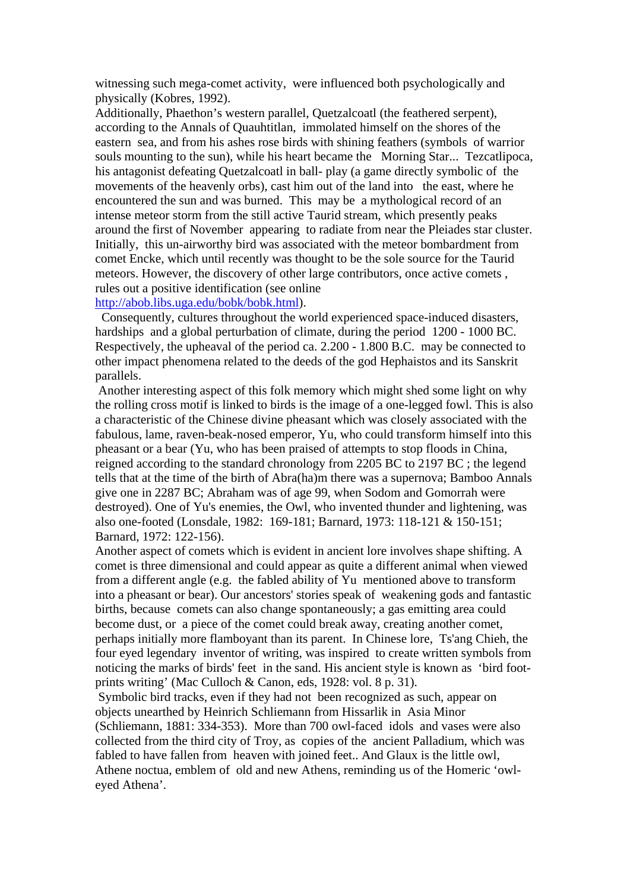witnessing such mega-comet activity, were influenced both psychologically and physically (Kobres, 1992).

Additionally, Phaethon's western parallel, Quetzalcoatl (the feathered serpent), according to the Annals of Quauhtitlan, immolated himself on the shores of the eastern sea, and from his ashes rose birds with shining feathers (symbols of warrior souls mounting to the sun), while his heart became the Morning Star... Tezcatlipoca, his antagonist defeating Quetzalcoatl in ball- play (a game directly symbolic of the movements of the heavenly orbs), cast him out of the land into the east, where he encountered the sun and was burned. This may be a mythological record of an intense meteor storm from the still active Taurid stream, which presently peaks around the first of November appearing to radiate from near the Pleiades star cluster. Initially, this un-airworthy bird was associated with the meteor bombardment from comet Encke, which until recently was thought to be the sole source for the Taurid meteors. However, the discovery of other large contributors, once active comets , rules out a positive identification (see online [http://abob.libs.uga.edu/bobk/bobk.html](http://abob.libs.uga.edu/bobk/bobk.html)).

Consequently, cultures throughout the world experienced space-induced disasters, hardships and a global perturbation of climate, during the period 1200 - 1000 BC. Respectively, the upheaval of the period ca. 2.200 - 1.800 B.C. may be connected to other impact phenomena related to the deeds of the god Hephaistos and its Sanskrit parallels.

Another interesting aspect of this folk memory which might shed some light on why the rolling cross motif is linked to birds is the image of a one-legged fowl. This is also a characteristic of the Chinese divine pheasant which was closely associated with the fabulous, lame, raven-beak-nosed emperor, Yu, who could transform himself into this pheasant or a bear (Yu, who has been praised of attempts to stop floods in China, reigned according to the standard chronology from 2205 BC to 2197 BC ; the legend tells that at the time of the birth of Abra(ha)m there was a supernova; Bamboo Annals give one in 2287 BC; Abraham was of age 99, when Sodom and Gomorrah were destroyed). One of Yu's enemies, the Owl, who invented thunder and lightening, was also one-footed (Lonsdale, 1982: 169-181; Barnard, 1973: 118-121 & 150-151; Barnard, 1972: 122-156).

Another aspect of comets which is evident in ancient lore involves shape shifting. A comet is three dimensional and could appear as quite a different animal when viewed from a different angle (e.g. the fabled ability of Yu mentioned above to transform into a pheasant or bear). Our ancestors' stories speak of weakening gods and fantastic births, because comets can also change spontaneously; a gas emitting area could become dust, or a piece of the comet could break away, creating another comet, perhaps initially more flamboyant than its parent. In Chinese lore, Ts'ang Chieh, the four eyed legendary inventor of writing, was inspired to create written symbols from noticing the marks of birds' feet in the sand. His ancient style is known as 'bird foot-prints writing' (Mac Culloch & Canon, eds, 1928: vol. 8 p. 31).

Symbolic bird tracks, even if they had not been recognized as such, appear on objects unearthed by Heinrich Schliemann from Hissarlik in Asia Minor (Schliemann, 1881: 334-353). More than 700 owl-faced idols and vases were also collected from the third city of Troy, as copies of the ancient Palladium, which was fabled to have fallen from heaven with joined feet.. And Glaux is the little owl, Athene noctua, emblem of old and new Athens, reminding us of the Homeric 'owl-eyed Athena'.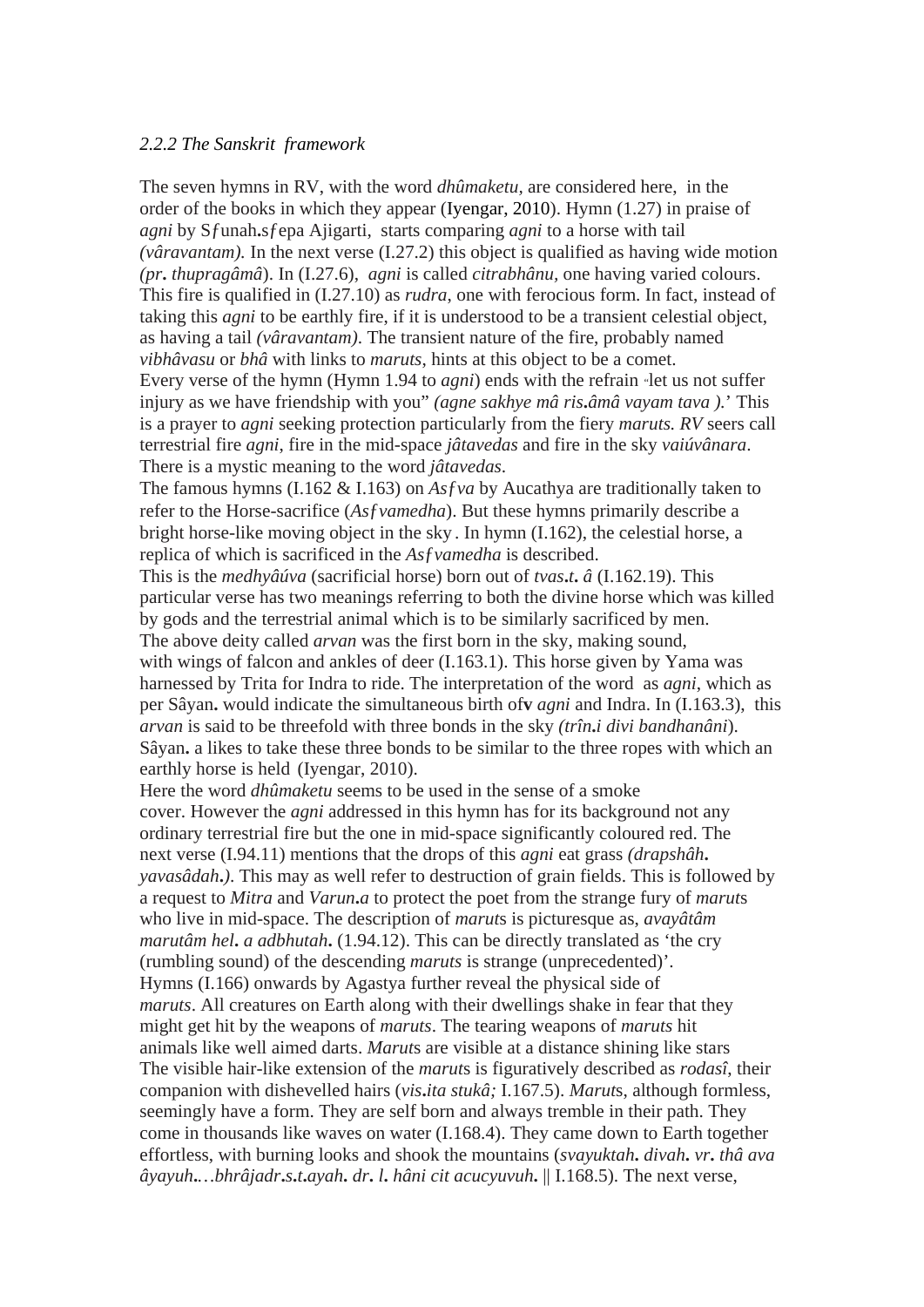*2.2.2 The Sanskrit framework*

The seven hymns in RV, with the word *dhûmaketu,* are considered here, in the order of the books in which they appear (Iyengar, 2010). Hymn (1.27) in praise of *agni* by Sƒunah**.**sƒepa Ajigarti, starts comparing *agni* to a horse with tail *(vâravantam).* In the next verse (I.27.2) this object is qualified as having wide motion *(pr***.** *thupragâmâ*). In (I.27.6), *agni* is called *citrabhânu,* one having varied colours. This fire is qualified in (I.27.10) as *rudra*, one with ferocious form. In fact, instead of taking this *agni* to be earthly fire, if it is understood to be a transient celestial object, as having a tail *(vâravantam)*. The transient nature of the fire, probably named *vibhâvasu* or *bhâ* with links to *maruts*, hints at this object to be a comet.
Every verse of the hymn (Hymn 1.94 to *agni*) ends with the refrain "let us not suffer injury as we have friendship with you" *(agne sakhye mâ ris***.***âmâ vayam tava ).*' This is a prayer to *agni* seeking protection particularly from the fiery *maruts. RV* seers call terrestrial fire *agni*, fire in the mid-space *jâtavedas* and fire in the sky *vaiúvânara*. There is a mystic meaning to the word *jâtavedas*.
The famous hymns (I.162 & I.163) on *Asƒva* by Aucathya are traditionally taken to refer to the Horse-sacrifice (*Asƒvamedha*). But these hymns primarily describe a bright horse-like moving object in the sky . In hymn (I.162), the celestial horse, a replica of which is sacrificed in the *Asƒvamedha* is described.
This is the *medhyâúva* (sacrificial horse) born out of *tvas***.***t***.** *â* (I.162.19). This particular verse has two meanings referring to both the divine horse which was killed by gods and the terrestrial animal which is to be similarly sacrificed by men.
The above deity called *arvan* was the first born in the sky, making sound, with wings of falcon and ankles of deer (I.163.1). This horse given by Yama was harnessed by Trita for Indra to ride. The interpretation of the word as *agni*, which as per Sâyan**.** would indicate the simultaneous birth of**v** *agni* and Indra. In (I.163.3), this *arvan* is said to be threefold with three bonds in the sky *(trîn***.***i divi bandhanâni*). Sâyan**.** a likes to take these three bonds to be similar to the three ropes with which an earthly horse is held (Iyengar, 2010).
Here the word *dhûmaketu* seems to be used in the sense of a smoke cover. However the *agni* addressed in this hymn has for its background not any ordinary terrestrial fire but the one in mid-space significantly coloured red. The next verse (I.94.11) mentions that the drops of this *agni* eat grass *(drapshâh***.** *yavasâdah***.***)*. This may as well refer to destruction of grain fields. This is followed by a request to *Mitra* and *Varun***.***a* to protect the poet from the strange fury of *marut*s who live in mid-space. The description of *marut*s is picturesque as, *avayâtâm marutâm hel***.** *a adbhutah***.** (1.94.12). This can be directly translated as 'the cry (rumbling sound) of the descending *maruts* is strange (unprecedented)'.
Hymns (I.166) onwards by Agastya further reveal the physical side of *maruts*. All creatures on Earth along with their dwellings shake in fear that they might get hit by the weapons of *maruts*. The tearing weapons of *maruts* hit animals like well aimed darts. *Marut*s are visible at a distance shining like stars The visible hair-like extension of the *marut*s is figuratively described as *rodasî*, their companion with dishevelled hairs (*vis***.***ita stukâ;* I.167.5). *Marut*s, although formless, seemingly have a form. They are self born and always tremble in their path. They come in thousands like waves on water (I.168.4). They came down to Earth together effortless, with burning looks and shook the mountains (*svayuktah***.** *divah***.** *vr***.** *thâ ava âyayuh***.***…bhrâjadr***.***s***.***t***.***ayah***.** *dr***.** *l***.** *hâni cit acucyuvuh***.** || I.168.5). The next verse,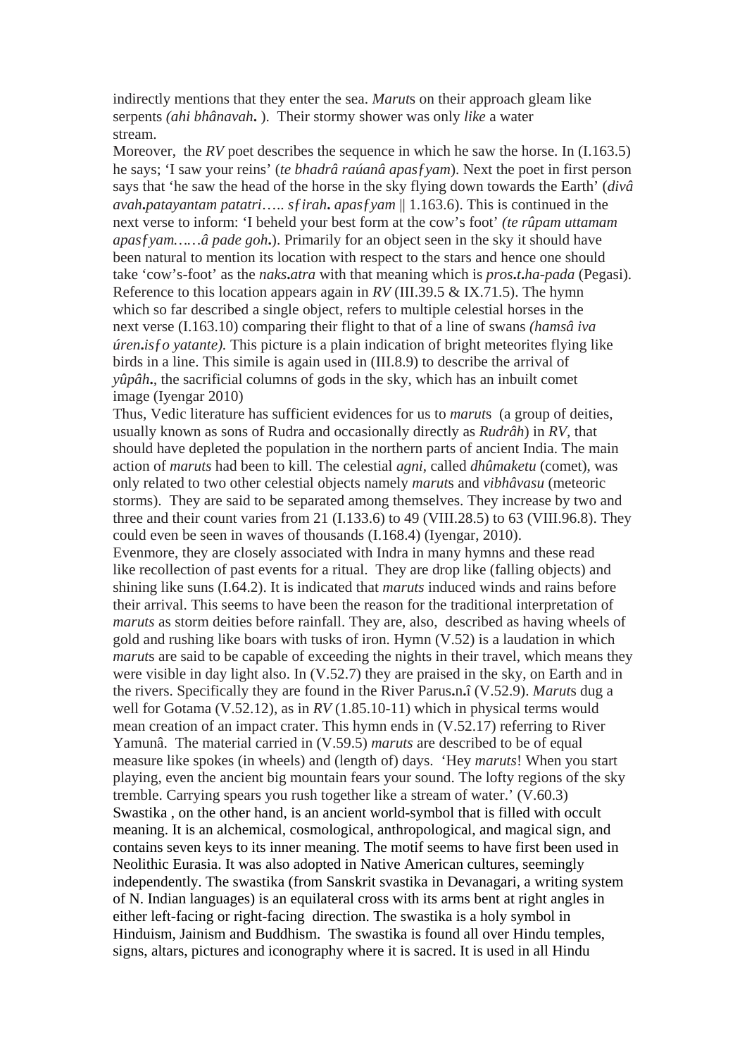indirectly mentions that they enter the sea. *Marut*s on their approach gleam like serpents *(ahi bhânavah.* ). Their stormy shower was only *like* a water stream.

Moreover, the *RV* poet describes the sequence in which he saw the horse. In (I.163.5) he says; 'I saw your reins' (*te bhadrâ raúanâ apasƒyam*). Next the poet in first person says that 'he saw the head of the horse in the sky flying down towards the Earth' (*divâ avah.patayantam patatri….. sƒirah. apasƒyam* || 1.163.6). This is continued in the next verse to inform: 'I beheld your best form at the cow's foot' *(te rûpam uttamam apasƒyam……â pade goh.)*. Primarily for an object seen in the sky it should have been natural to mention its location with respect to the stars and hence one should take 'cow's-foot' as the *naks.atra* with that meaning which is *pros.t.ha-pada* (Pegasi). Reference to this location appears again in *RV* (III.39.5 & IX.71.5). The hymn which so far described a single object, refers to multiple celestial horses in the next verse (I.163.10) comparing their flight to that of a line of swans *(hamsâ iva úren.isƒo yatante).* This picture is a plain indication of bright meteorites flying like birds in a line. This simile is again used in (III.8.9) to describe the arrival of *yûpâh.*, the sacrificial columns of gods in the sky, which has an inbuilt comet image (Iyengar 2010)

Thus, Vedic literature has sufficient evidences for us to *marut*s (a group of deities, usually known as sons of Rudra and occasionally directly as *Rudrâh*) in *RV*, that should have depleted the population in the northern parts of ancient India. The main action of *maruts* had been to kill. The celestial *agni*, called *dhûmaketu* (comet), was only related to two other celestial objects namely *marut*s and *vibhâvasu* (meteoric storms). They are said to be separated among themselves. They increase by two and three and their count varies from 21 (I.133.6) to 49 (VIII.28.5) to 63 (VIII.96.8). They could even be seen in waves of thousands (I.168.4) (Iyengar, 2010).

Evenmore, they are closely associated with Indra in many hymns and these read like recollection of past events for a ritual. They are drop like (falling objects) and shining like suns (I.64.2). It is indicated that *maruts* induced winds and rains before their arrival. This seems to have been the reason for the traditional interpretation of *maruts* as storm deities before rainfall. They are, also, described as having wheels of gold and rushing like boars with tusks of iron. Hymn (V.52) is a laudation in which *marut*s are said to be capable of exceeding the nights in their travel, which means they were visible in day light also. In (V.52.7) they are praised in the sky, on Earth and in the rivers. Specifically they are found in the River Parus.n.î (V.52.9). *Marut*s dug a well for Gotama (V.52.12), as in *RV* (1.85.10-11) which in physical terms would mean creation of an impact crater. This hymn ends in (V.52.17) referring to River Yamunâ. The material carried in (V.59.5) *maruts* are described to be of equal measure like spokes (in wheels) and (length of) days. 'Hey *maruts*! When you start playing, even the ancient big mountain fears your sound. The lofty regions of the sky tremble. Carrying spears you rush together like a stream of water.' (V.60.3)

Swastika , on the other hand, is an ancient world-symbol that is filled with occult meaning. It is an alchemical, cosmological, anthropological, and magical sign, and contains seven keys to its inner meaning. The motif seems to have first been used in Neolithic Eurasia. It was also adopted in Native American cultures, seemingly independently. The swastika (from Sanskrit svastika in Devanagari, a writing system of N. Indian languages) is an equilateral cross with its arms bent at right angles in either left-facing or right-facing direction. The swastika is a holy symbol in Hinduism, Jainism and Buddhism. The swastika is found all over Hindu temples, signs, altars, pictures and iconography where it is sacred. It is used in all Hindu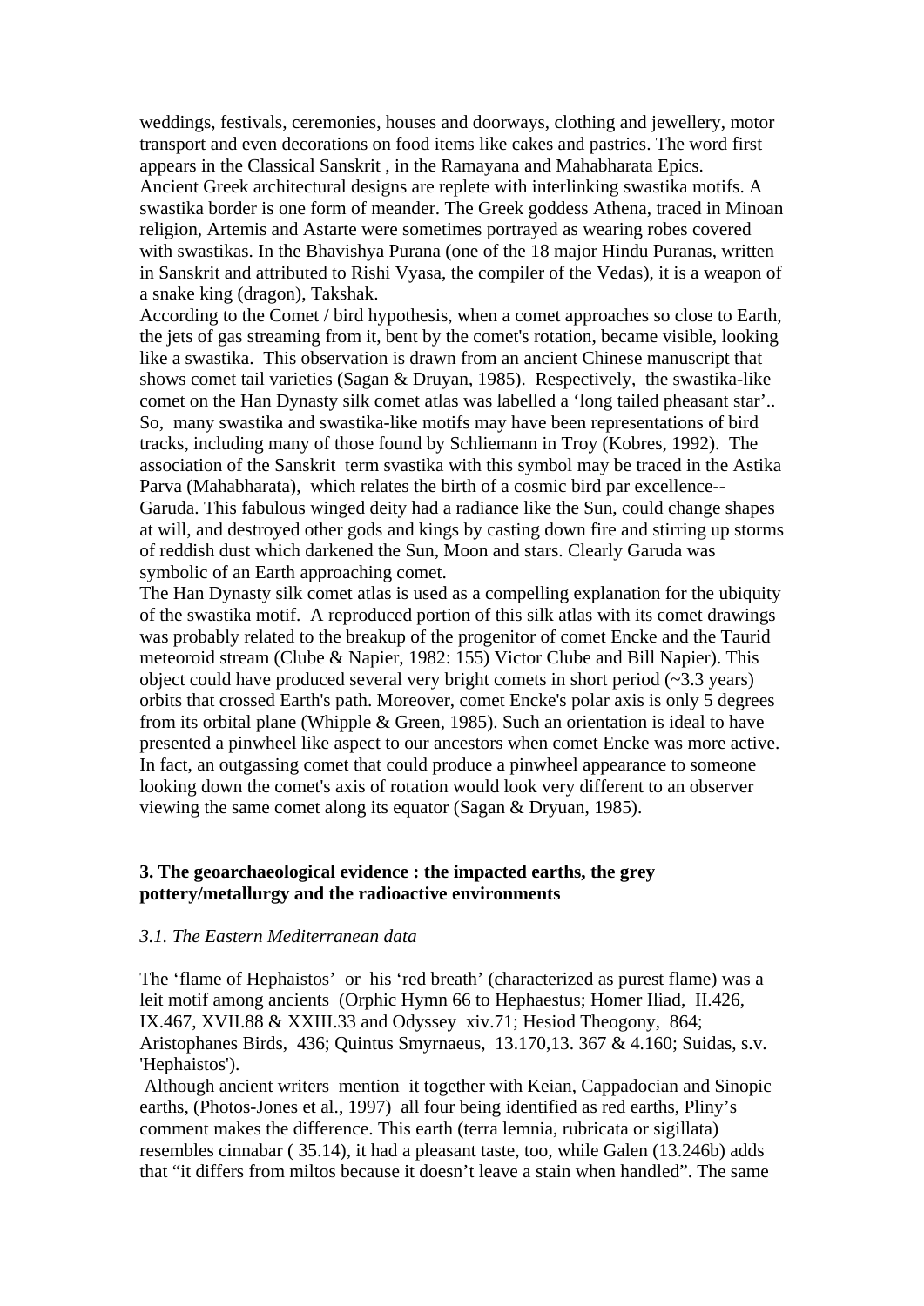weddings, festivals, ceremonies, houses and doorways, clothing and jewellery, motor transport and even decorations on food items like cakes and pastries. The word first appears in the Classical Sanskrit , in the Ramayana and Mahabharata Epics.
Ancient Greek architectural designs are replete with interlinking swastika motifs. A swastika border is one form of meander. The Greek goddess Athena, traced in Minoan religion, Artemis and Astarte were sometimes portrayed as wearing robes covered with swastikas. In the Bhavishya Purana (one of the 18 major Hindu Puranas, written in Sanskrit and attributed to Rishi Vyasa, the compiler of the Vedas), it is a weapon of a snake king (dragon), Takshak.
According to the Comet / bird hypothesis, when a comet approaches so close to Earth, the jets of gas streaming from it, bent by the comet's rotation, became visible, looking like a swastika. This observation is drawn from an ancient Chinese manuscript that shows comet tail varieties (Sagan & Druyan, 1985). Respectively, the swastika-like comet on the Han Dynasty silk comet atlas was labelled a 'long tailed pheasant star'.. So, many swastika and swastika-like motifs may have been representations of bird tracks, including many of those found by Schliemann in Troy (Kobres, 1992). The association of the Sanskrit term svastika with this symbol may be traced in the Astika Parva (Mahabharata), which relates the birth of a cosmic bird par excellence--Garuda. This fabulous winged deity had a radiance like the Sun, could change shapes at will, and destroyed other gods and kings by casting down fire and stirring up storms of reddish dust which darkened the Sun, Moon and stars. Clearly Garuda was symbolic of an Earth approaching comet.
The Han Dynasty silk comet atlas is used as a compelling explanation for the ubiquity of the swastika motif. A reproduced portion of this silk atlas with its comet drawings was probably related to the breakup of the progenitor of comet Encke and the Taurid meteoroid stream (Clube & Napier, 1982: 155) Victor Clube and Bill Napier). This object could have produced several very bright comets in short period (~3.3 years) orbits that crossed Earth's path. Moreover, comet Encke's polar axis is only 5 degrees from its orbital plane (Whipple & Green, 1985). Such an orientation is ideal to have presented a pinwheel like aspect to our ancestors when comet Encke was more active. In fact, an outgassing comet that could produce a pinwheel appearance to someone looking down the comet's axis of rotation would look very different to an observer viewing the same comet along its equator (Sagan & Dryuan, 1985).

## 3. The geoarchaeological evidence : the impacted earths, the grey pottery/metallurgy and the radioactive environments

### *3.1. The Eastern Mediterranean data*

The 'flame of Hephaistos' or his 'red breath' (characterized as purest flame) was a leit motif among ancients (Orphic Hymn 66 to Hephaestus; Homer Iliad, II.426, IX.467, XVII.88 & XXIII.33 and Odyssey xiv.71; Hesiod Theogony, 864; Aristophanes Birds, 436; Quintus Smyrnaeus, 13.170,13. 367 & 4.160; Suidas, s.v. 'Hephaistos').
Although ancient writers mention it together with Keian, Cappadocian and Sinopic earths, (Photos-Jones et al., 1997) all four being identified as red earths, Pliny's comment makes the difference. This earth (terra lemnia, rubricata or sigillata) resembles cinnabar ( 35.14), it had a pleasant taste, too, while Galen (13.246b) adds that "it differs from miltos because it doesn't leave a stain when handled". The same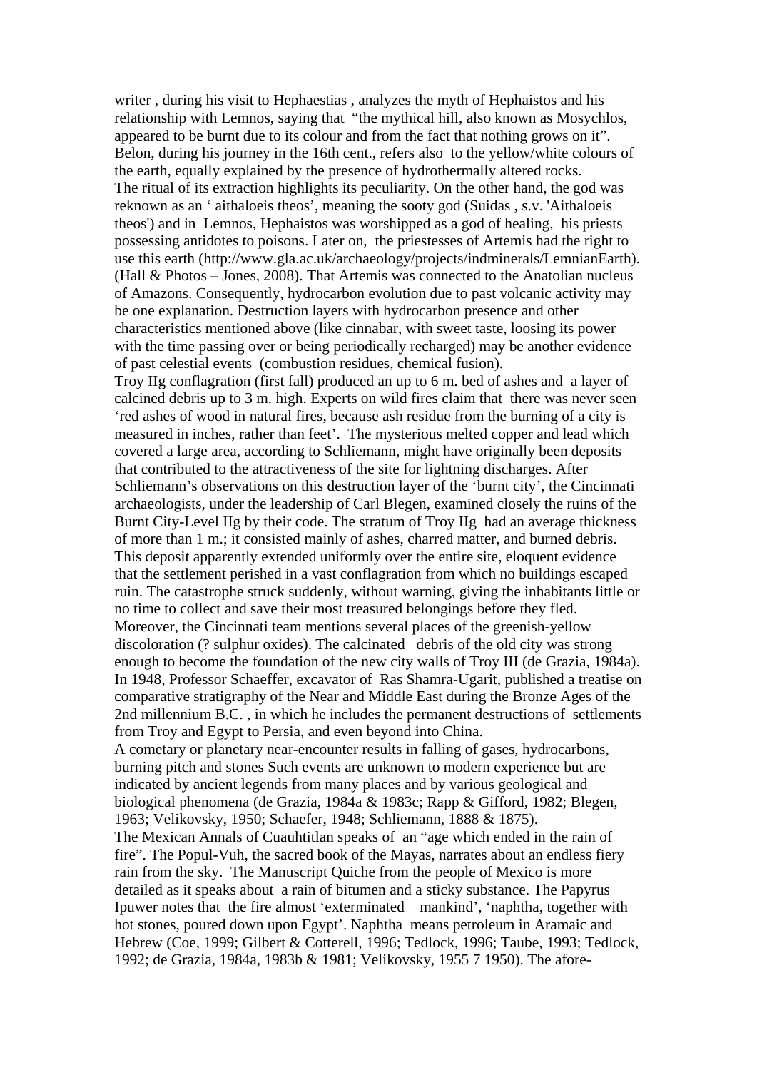writer , during his visit to Hephaestias , analyzes the myth of Hephaistos and his relationship with Lemnos, saying that "the mythical hill, also known as Mosychlos, appeared to be burnt due to its colour and from the fact that nothing grows on it". Belon, during his journey in the 16th cent., refers also to the yellow/white colours of the earth, equally explained by the presence of hydrothermally altered rocks.

The ritual of its extraction highlights its peculiarity. On the other hand, the god was reknown as an ' aithaloeis theos', meaning the sooty god (Suidas , s.v. 'Aithaloeis theos') and in Lemnos, Hephaistos was worshipped as a god of healing, his priests possessing antidotes to poisons. Later on, the priestesses of Artemis had the right to use this earth (http://www.gla.ac.uk/archaeology/projects/indminerals/LemnianEarth). (Hall & Photos – Jones, 2008). That Artemis was connected to the Anatolian nucleus of Amazons. Consequently, hydrocarbon evolution due to past volcanic activity may be one explanation. Destruction layers with hydrocarbon presence and other characteristics mentioned above (like cinnabar, with sweet taste, loosing its power with the time passing over or being periodically recharged) may be another evidence of past celestial events (combustion residues, chemical fusion).

Troy IIg conflagration (first fall) produced an up to 6 m. bed of ashes and a layer of calcined debris up to 3 m. high. Experts on wild fires claim that there was never seen 'red ashes of wood in natural fires, because ash residue from the burning of a city is measured in inches, rather than feet'. The mysterious melted copper and lead which covered a large area, according to Schliemann, might have originally been deposits that contributed to the attractiveness of the site for lightning discharges. After Schliemann's observations on this destruction layer of the 'burnt city', the Cincinnati archaeologists, under the leadership of Carl Blegen, examined closely the ruins of the Burnt City-Level IIg by their code. The stratum of Troy IIg had an average thickness of more than 1 m.; it consisted mainly of ashes, charred matter, and burned debris. This deposit apparently extended uniformly over the entire site, eloquent evidence that the settlement perished in a vast conflagration from which no buildings escaped ruin. The catastrophe struck suddenly, without warning, giving the inhabitants little or no time to collect and save their most treasured belongings before they fled. Moreover, the Cincinnati team mentions several places of the greenish-yellow discoloration (? sulphur oxides). The calcinated debris of the old city was strong enough to become the foundation of the new city walls of Troy III (de Grazia, 1984a). In 1948, Professor Schaeffer, excavator of Ras Shamra-Ugarit, published a treatise on comparative stratigraphy of the Near and Middle East during the Bronze Ages of the 2nd millennium B.C. , in which he includes the permanent destructions of settlements from Troy and Egypt to Persia, and even beyond into China.

A cometary or planetary near-encounter results in falling of gases, hydrocarbons, burning pitch and stones Such events are unknown to modern experience but are indicated by ancient legends from many places and by various geological and biological phenomena (de Grazia, 1984a & 1983c; Rapp & Gifford, 1982; Blegen, 1963; Velikovsky, 1950; Schaefer, 1948; Schliemann, 1888 & 1875).

The Mexican Annals of Cuauhtitlan speaks of an "age which ended in the rain of fire". The Popul-Vuh, the sacred book of the Mayas, narrates about an endless fiery rain from the sky. The Manuscript Quiche from the people of Mexico is more detailed as it speaks about a rain of bitumen and a sticky substance. The Papyrus Ipuwer notes that the fire almost 'exterminated mankind', 'naphtha, together with hot stones, poured down upon Egypt'. Naphtha means petroleum in Aramaic and Hebrew (Coe, 1999; Gilbert & Cotterell, 1996; Tedlock, 1996; Taube, 1993; Tedlock, 1992; de Grazia, 1984a, 1983b & 1981; Velikovsky, 1955 7 1950). The afore-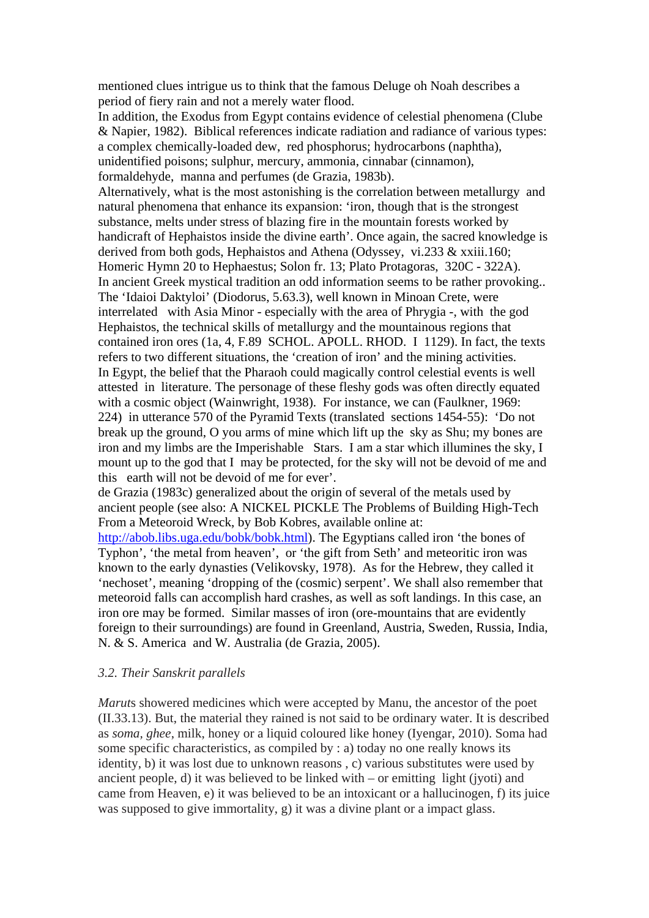mentioned clues intrigue us to think that the famous Deluge oh Noah describes a period of fiery rain and not a merely water flood.

In addition, the Exodus from Egypt contains evidence of celestial phenomena (Clube & Napier, 1982). Biblical references indicate radiation and radiance of various types: a complex chemically-loaded dew, red phosphorus; hydrocarbons (naphtha), unidentified poisons; sulphur, mercury, ammonia, cinnabar (cinnamon), formaldehyde, manna and perfumes (de Grazia, 1983b).

Alternatively, what is the most astonishing is the correlation between metallurgy and natural phenomena that enhance its expansion: 'iron, though that is the strongest substance, melts under stress of blazing fire in the mountain forests worked by handicraft of Hephaistos inside the divine earth'. Once again, the sacred knowledge is derived from both gods, Hephaistos and Athena (Odyssey, vi.233 & xxiii.160; Homeric Hymn 20 to Hephaestus; Solon fr. 13; Plato Protagoras, 320C - 322A).

In ancient Greek mystical tradition an odd information seems to be rather provoking.. The 'Idaioi Daktyloi' (Diodorus, 5.63.3), well known in Minoan Crete, were interrelated with Asia Minor - especially with the area of Phrygia -, with the god Hephaistos, the technical skills of metallurgy and the mountainous regions that contained iron ores (1a, 4, F.89 SCHOL. APOLL. RHOD. I 1129). In fact, the texts refers to two different situations, the 'creation of iron' and the mining activities.

In Egypt, the belief that the Pharaoh could magically control celestial events is well attested in literature. The personage of these fleshy gods was often directly equated with a cosmic object (Wainwright, 1938). For instance, we can (Faulkner, 1969: 224) in utterance 570 of the Pyramid Texts (translated sections 1454-55): 'Do not break up the ground, O you arms of mine which lift up the sky as Shu; my bones are iron and my limbs are the Imperishable Stars. I am a star which illumines the sky, I mount up to the god that I may be protected, for the sky will not be devoid of me and this earth will not be devoid of me for ever'.

de Grazia (1983c) generalized about the origin of several of the metals used by ancient people (see also: A NICKEL PICKLE The Problems of Building High-Tech From a Meteoroid Wreck, by Bob Kobres, available online at: [http://abob.libs.uga.edu/bobk/bobk.html](http://abob.libs.uga.edu/bobk/bobk.html)). The Egyptians called iron 'the bones of Typhon', 'the metal from heaven', or 'the gift from Seth' and meteoritic iron was known to the early dynasties (Velikovsky, 1978). As for the Hebrew, they called it 'nechoset', meaning 'dropping of the (cosmic) serpent'. We shall also remember that meteoroid falls can accomplish hard crashes, as well as soft landings. In this case, an iron ore may be formed. Similar masses of iron (ore-mountains that are evidently foreign to their surroundings) are found in Greenland, Austria, Sweden, Russia, India, N. & S. America and W. Australia (de Grazia, 2005).

### *3.2. Their Sanskrit parallels*

*Marut*s showered medicines which were accepted by Manu, the ancestor of the poet (II.33.13). But, the material they rained is not said to be ordinary water. It is described as *soma*, *ghee*, milk, honey or a liquid coloured like honey (Iyengar, 2010). Soma had some specific characteristics, as compiled by : a) today no one really knows its identity, b) it was lost due to unknown reasons , c) various substitutes were used by ancient people, d) it was believed to be linked with – or emitting light (jyoti) and came from Heaven, e) it was believed to be an intoxicant or a hallucinogen, f) its juice was supposed to give immortality, g) it was a divine plant or a impact glass.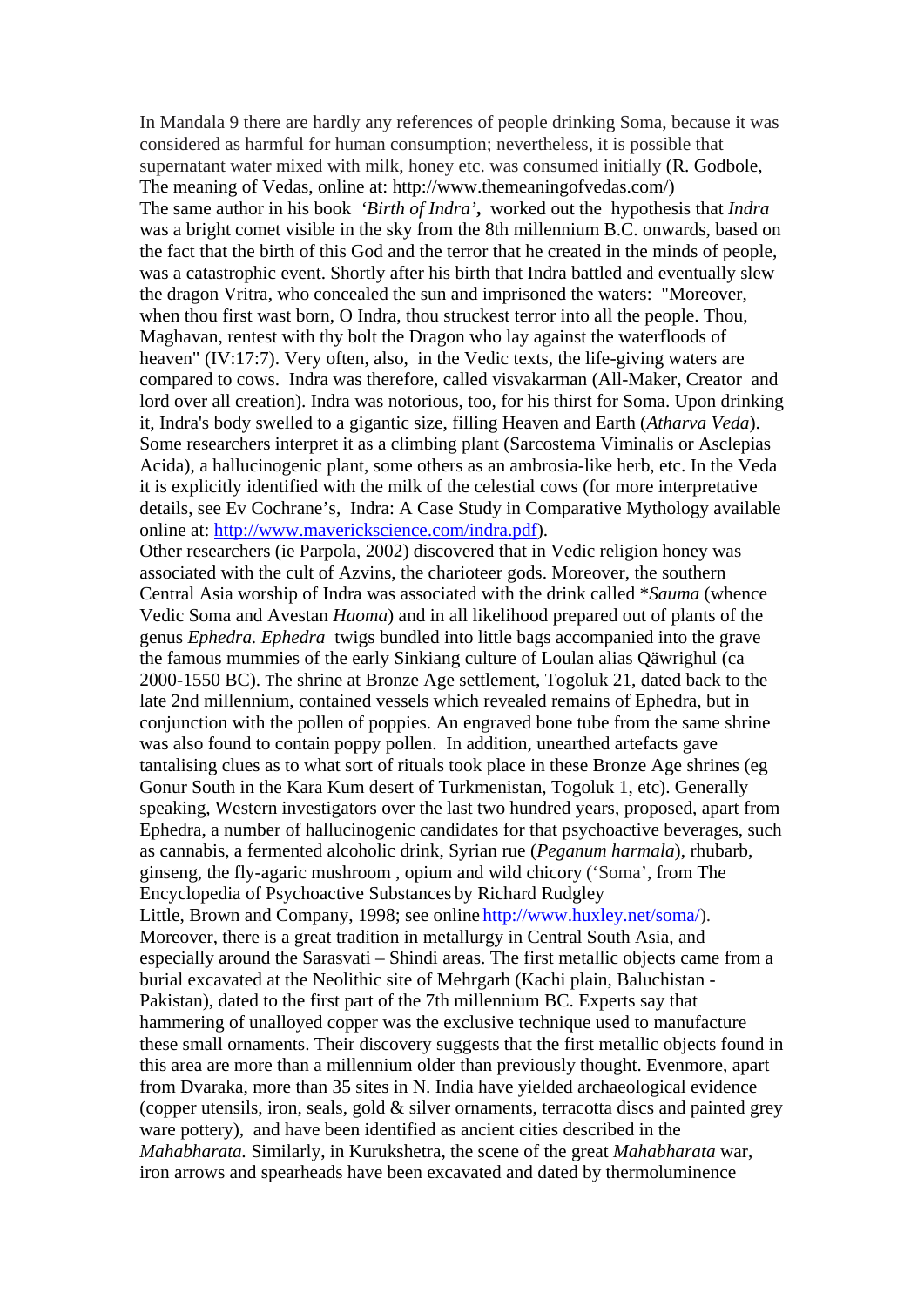In Mandala 9 there are hardly any references of people drinking Soma, because it was considered as harmful for human consumption; nevertheless, it is possible that supernatant water mixed with milk, honey etc. was consumed initially (R. Godbole, The meaning of Vedas, online at: http://www.themeaningofvedas.com/)
The same author in his book *'Birth of Indra'*, worked out the hypothesis that *Indra* was a bright comet visible in the sky from the 8th millennium B.C. onwards, based on the fact that the birth of this God and the terror that he created in the minds of people, was a catastrophic event. Shortly after his birth that Indra battled and eventually slew the dragon Vritra, who concealed the sun and imprisoned the waters: "Moreover, when thou first wast born, O Indra, thou struckest terror into all the people. Thou, Maghavan, rentest with thy bolt the Dragon who lay against the waterfloods of heaven" (IV:17:7). Very often, also, in the Vedic texts, the life-giving waters are compared to cows. Indra was therefore, called visvakarman (All-Maker, Creator and lord over all creation). Indra was notorious, too, for his thirst for Soma. Upon drinking it, Indra's body swelled to a gigantic size, filling Heaven and Earth (*Atharva Veda*). Some researchers interpret it as a climbing plant (Sarcostema Viminalis or Asclepias Acida), a hallucinogenic plant, some others as an ambrosia-like herb, etc. In the Veda it is explicitly identified with the milk of the celestial cows (for more interpretative details, see Ev Cochrane's, Indra: A Case Study in Comparative Mythology available online at: http://www.maverickscience.com/indra.pdf).
Other researchers (ie Parpola, 2002) discovered that in Vedic religion honey was associated with the cult of Azvins, the charioteer gods. Moreover, the southern Central Asia worship of Indra was associated with the drink called **Sauma* (whence Vedic Soma and Avestan *Haoma*) and in all likelihood prepared out of plants of the genus *Ephedra*. *Ephedra* twigs bundled into little bags accompanied into the grave the famous mummies of the early Sinkiang culture of Loulan alias Qäwrighul (ca 2000-1550 BC). The shrine at Bronze Age settlement, Togoluk 21, dated back to the late 2nd millennium, contained vessels which revealed remains of Ephedra, but in conjunction with the pollen of poppies. An engraved bone tube from the same shrine was also found to contain poppy pollen. In addition, unearthed artefacts gave tantalising clues as to what sort of rituals took place in these Bronze Age shrines (eg Gonur South in the Kara Kum desert of Turkmenistan, Togoluk 1, etc). Generally speaking, Western investigators over the last two hundred years, proposed, apart from Ephedra, a number of hallucinogenic candidates for that psychoactive beverages, such as cannabis, a fermented alcoholic drink, Syrian rue (*Peganum harmala*), rhubarb, ginseng, the fly-agaric mushroom , opium and wild chicory ('Soma', from The Encyclopedia of Psychoactive Substances by Richard Rudgley
Little, Brown and Company, 1998; see online http://www.huxley.net/soma/).
Moreover, there is a great tradition in metallurgy in Central South Asia, and especially around the Sarasvati – Shindi areas. The first metallic objects came from a burial excavated at the Neolithic site of Mehrgarh (Kachi plain, Baluchistan - Pakistan), dated to the first part of the 7th millennium BC. Experts say that hammering of unalloyed copper was the exclusive technique used to manufacture these small ornaments. Their discovery suggests that the first metallic objects found in this area are more than a millennium older than previously thought. Evenmore, apart from Dvaraka, more than 35 sites in N. India have yielded archaeological evidence (copper utensils, iron, seals, gold & silver ornaments, terracotta discs and painted grey ware pottery), and have been identified as ancient cities described in the *Mahabharata.* Similarly, in Kurukshetra, the scene of the great *Mahabharata* war, iron arrows and spearheads have been excavated and dated by thermoluminence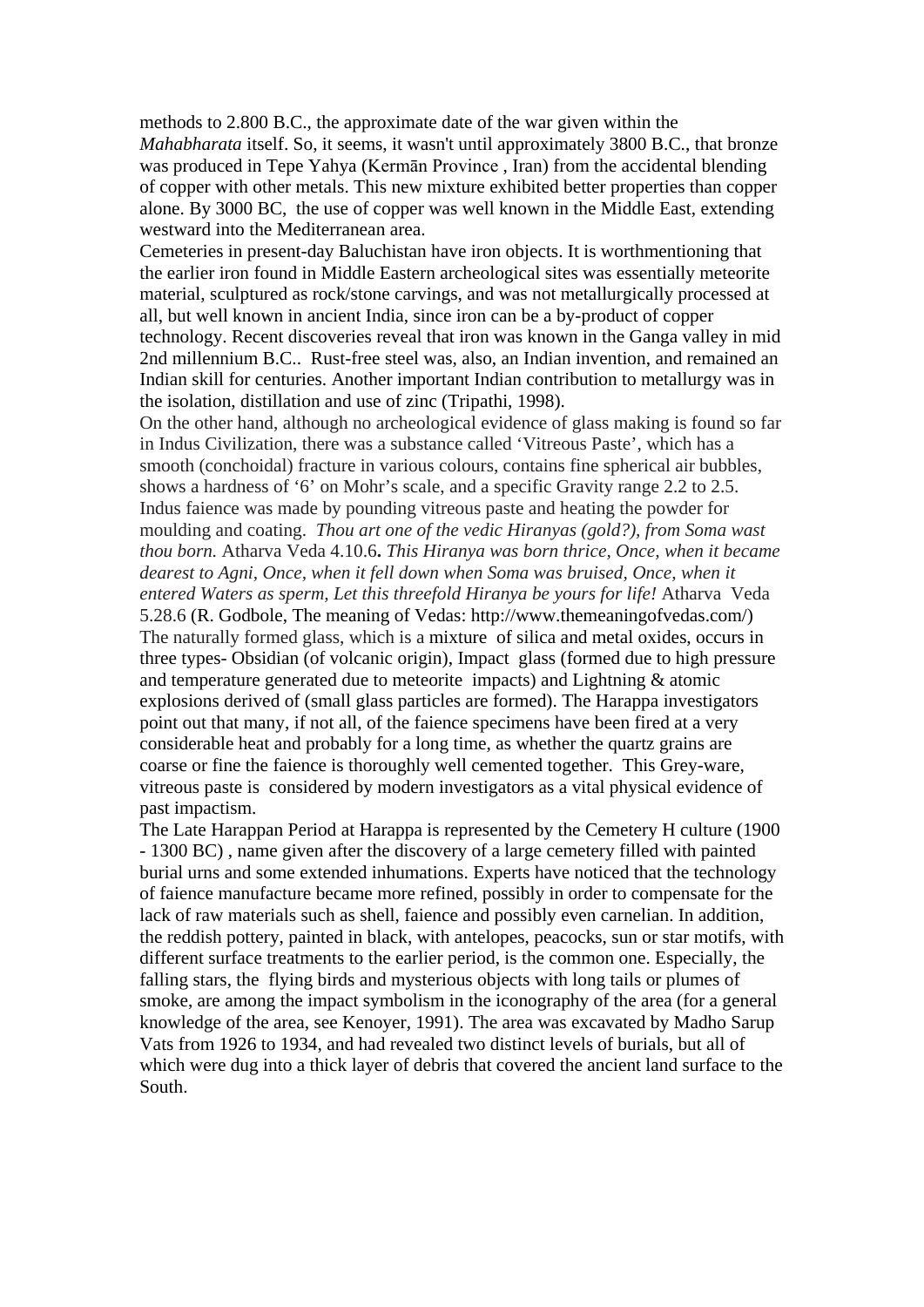methods to 2.800 B.C., the approximate date of the war given within the *Mahabharata* itself. So, it seems, it wasn't until approximately 3800 B.C., that bronze was produced in Tepe Yahya (Kermān Province , Iran) from the accidental blending of copper with other metals. This new mixture exhibited better properties than copper alone. By 3000 BC, the use of copper was well known in the Middle East, extending westward into the Mediterranean area.

Cemeteries in present-day Baluchistan have iron objects. It is worthmentioning that the earlier iron found in Middle Eastern archeological sites was essentially meteorite material, sculptured as rock/stone carvings, and was not metallurgically processed at all, but well known in ancient India, since iron can be a by-product of copper technology. Recent discoveries reveal that iron was known in the Ganga valley in mid 2nd millennium B.C.. Rust-free steel was, also, an Indian invention, and remained an Indian skill for centuries. Another important Indian contribution to metallurgy was in the isolation, distillation and use of zinc (Tripathi, 1998).

On the other hand, although no archeological evidence of glass making is found so far in Indus Civilization, there was a substance called 'Vitreous Paste', which has a smooth (conchoidal) fracture in various colours, contains fine spherical air bubbles, shows a hardness of '6' on Mohr's scale, and a specific Gravity range 2.2 to 2.5. Indus faience was made by pounding vitreous paste and heating the powder for moulding and coating. *Thou art one of the vedic Hiranyas (gold?), from Soma wast thou born.* Atharva Veda 4.10.6**.** *This Hiranya was born thrice, Once, when it became dearest to Agni, Once, when it fell down when Soma was bruised, Once, when it entered Waters as sperm, Let this threefold Hiranya be yours for life!* Atharva Veda 5.28.6 (R. Godbole, The meaning of Vedas: http://www.themeaningofvedas.com/)

The naturally formed glass, which is a mixture of silica and metal oxides, occurs in three types- Obsidian (of volcanic origin), Impact glass (formed due to high pressure and temperature generated due to meteorite impacts) and Lightning & atomic explosions derived of (small glass particles are formed). The Harappa investigators point out that many, if not all, of the faience specimens have been fired at a very considerable heat and probably for a long time, as whether the quartz grains are coarse or fine the faience is thoroughly well cemented together. This Grey-ware, vitreous paste is considered by modern investigators as a vital physical evidence of past impactism.

The Late Harappan Period at Harappa is represented by the Cemetery H culture (1900 - 1300 BC) , name given after the discovery of a large cemetery filled with painted burial urns and some extended inhumations. Experts have noticed that the technology of faience manufacture became more refined, possibly in order to compensate for the lack of raw materials such as shell, faience and possibly even carnelian. In addition, the reddish pottery, painted in black, with antelopes, peacocks, sun or star motifs, with different surface treatments to the earlier period, is the common one. Especially, the falling stars, the flying birds and mysterious objects with long tails or plumes of smoke, are among the impact symbolism in the iconography of the area (for a general knowledge of the area, see Kenoyer, 1991). The area was excavated by Madho Sarup Vats from 1926 to 1934, and had revealed two distinct levels of burials, but all of which were dug into a thick layer of debris that covered the ancient land surface to the South.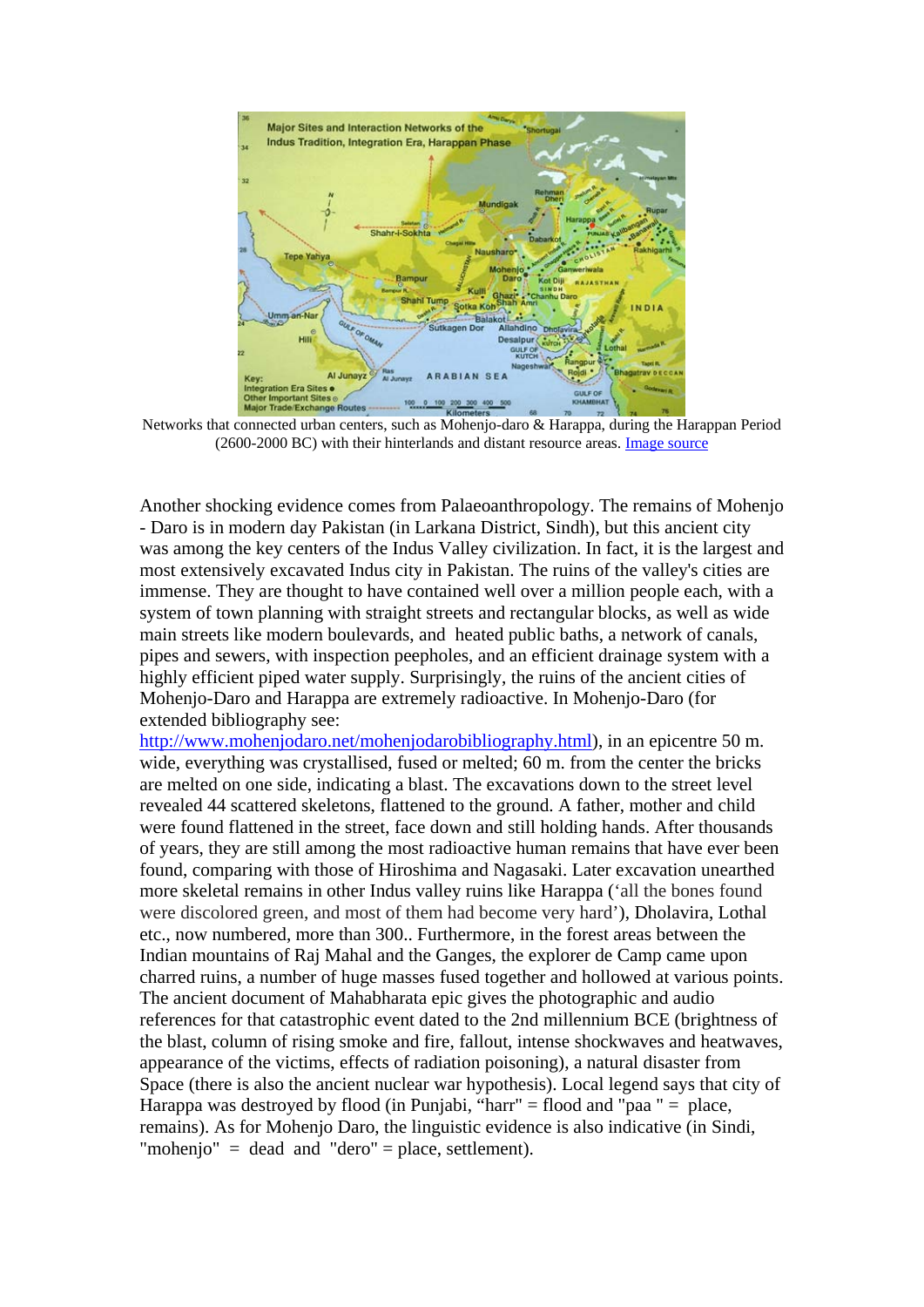Networks that connected urban centers, such as Mohenjo-daro & Harappa, during the Harappan Period (2600-2000 BC) with their hinterlands and distant resource areas. Image source

Another shocking evidence comes from Palaeoanthropology. The remains of Mohenjo - Daro is in modern day Pakistan (in Larkana District, Sindh), but this ancient city was among the key centers of the Indus Valley civilization. In fact, it is the largest and most extensively excavated Indus city in Pakistan. The ruins of the valley's cities are immense. They are thought to have contained well over a million people each, with a system of town planning with straight streets and rectangular blocks, as well as wide main streets like modern boulevards, and heated public baths, a network of canals, pipes and sewers, with inspection peepholes, and an efficient drainage system with a highly efficient piped water supply. Surprisingly, the ruins of the ancient cities of Mohenjo-Daro and Harappa are extremely radioactive. In Mohenjo-Daro (for extended bibliography see: http://www.mohenjodaro.net/mohenjodarobibliography.html), in an epicentre 50 m. wide, everything was crystallised, fused or melted; 60 m. from the center the bricks are melted on one side, indicating a blast. The excavations down to the street level revealed 44 scattered skeletons, flattened to the ground. A father, mother and child were found flattened in the street, face down and still holding hands. After thousands of years, they are still among the most radioactive human remains that have ever been found, comparing with those of Hiroshima and Nagasaki. Later excavation unearthed more skeletal remains in other Indus valley ruins like Harappa ('all the bones found were discolored green, and most of them had become very hard'), Dholavira, Lothal etc., now numbered, more than 300.. Furthermore, in the forest areas between the Indian mountains of Raj Mahal and the Ganges, the explorer de Camp came upon charred ruins, a number of huge masses fused together and hollowed at various points. The ancient document of Mahabharata epic gives the photographic and audio references for that catastrophic event dated to the 2nd millennium BCE (brightness of the blast, column of rising smoke and fire, fallout, intense shockwaves and heatwaves, appearance of the victims, effects of radiation poisoning), a natural disaster from Space (there is also the ancient nuclear war hypothesis). Local legend says that city of Harappa was destroyed by flood (in Punjabi, "harr" = flood and "paa " = place, remains). As for Mohenjo Daro, the linguistic evidence is also indicative (in Sindi, "mohenjo" = dead and "dero" = place, settlement).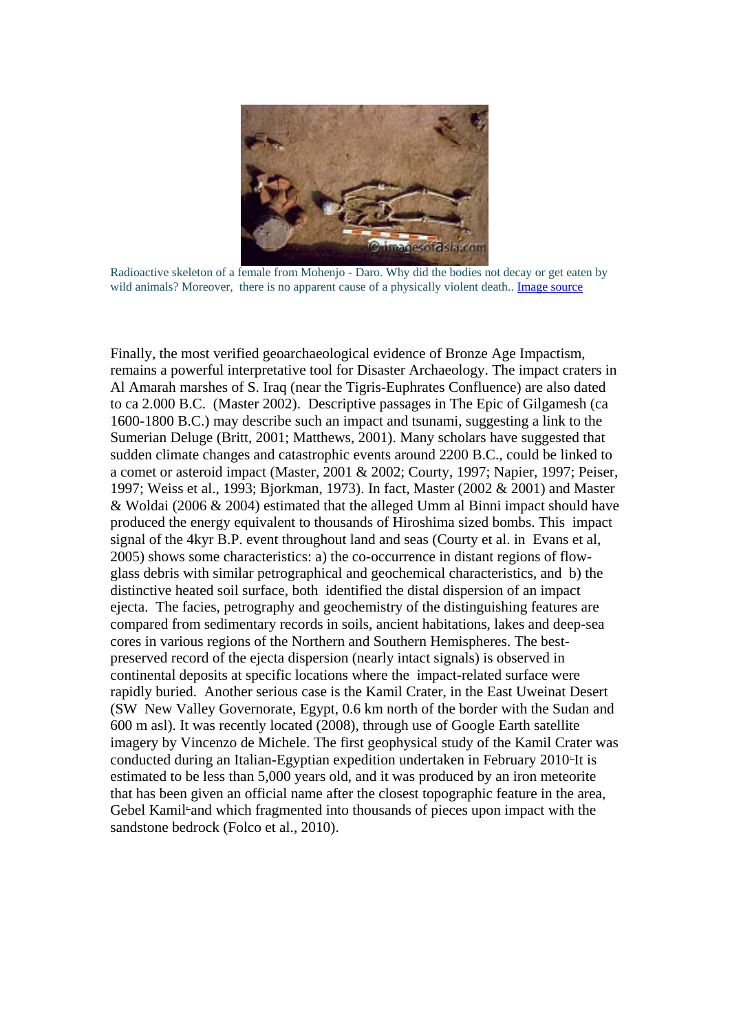Radioactive skeleton of a female from Mohenjo - Daro. Why did the bodies not decay or get eaten by wild animals? Moreover, there is no apparent cause of a physically violent death.. Image source

Finally, the most verified geoarchaeological evidence of Bronze Age Impactism, remains a powerful interpretative tool for Disaster Archaeology. The impact craters in Al Amarah marshes of S. Iraq (near the Tigris-Euphrates Confluence) are also dated to ca 2.000 B.C. (Master 2002). Descriptive passages in The Epic of Gilgamesh (ca 1600-1800 B.C.) may describe such an impact and tsunami, suggesting a link to the Sumerian Deluge (Britt, 2001; Matthews, 2001). Many scholars have suggested that sudden climate changes and catastrophic events around 2200 B.C., could be linked to a comet or asteroid impact (Master, 2001 & 2002; Courty, 1997; Napier, 1997; Peiser, 1997; Weiss et al., 1993; Bjorkman, 1973). In fact, Master (2002 & 2001) and Master & Woldai (2006 & 2004) estimated that the alleged Umm al Binni impact should have produced the energy equivalent to thousands of Hiroshima sized bombs. This impact signal of the 4kyr B.P. event throughout land and seas (Courty et al. in Evans et al, 2005) shows some characteristics: a) the co-occurrence in distant regions of flow-glass debris with similar petrographical and geochemical characteristics, and b) the distinctive heated soil surface, both identified the distal dispersion of an impact ejecta. The facies, petrography and geochemistry of the distinguishing features are compared from sedimentary records in soils, ancient habitations, lakes and deep-sea cores in various regions of the Northern and Southern Hemispheres. The best-preserved record of the ejecta dispersion (nearly intact signals) is observed in continental deposits at specific locations where the impact-related surface were rapidly buried. Another serious case is the Kamil Crater, in the East Uweinat Desert (SW New Valley Governorate, Egypt, 0.6 km north of the border with the Sudan and 600 m asl). It was recently located (2008), through use of Google Earth satellite imagery by Vincenzo de Michele. The first geophysical study of the Kamil Crater was conducted during an Italian-Egyptian expedition undertaken in February 2010. It is estimated to be less than 5,000 years old, and it was produced by an iron meteorite that has been given an official name after the closest topographic feature in the area, Gebel Kamil and which fragmented into thousands of pieces upon impact with the sandstone bedrock (Folco et al., 2010).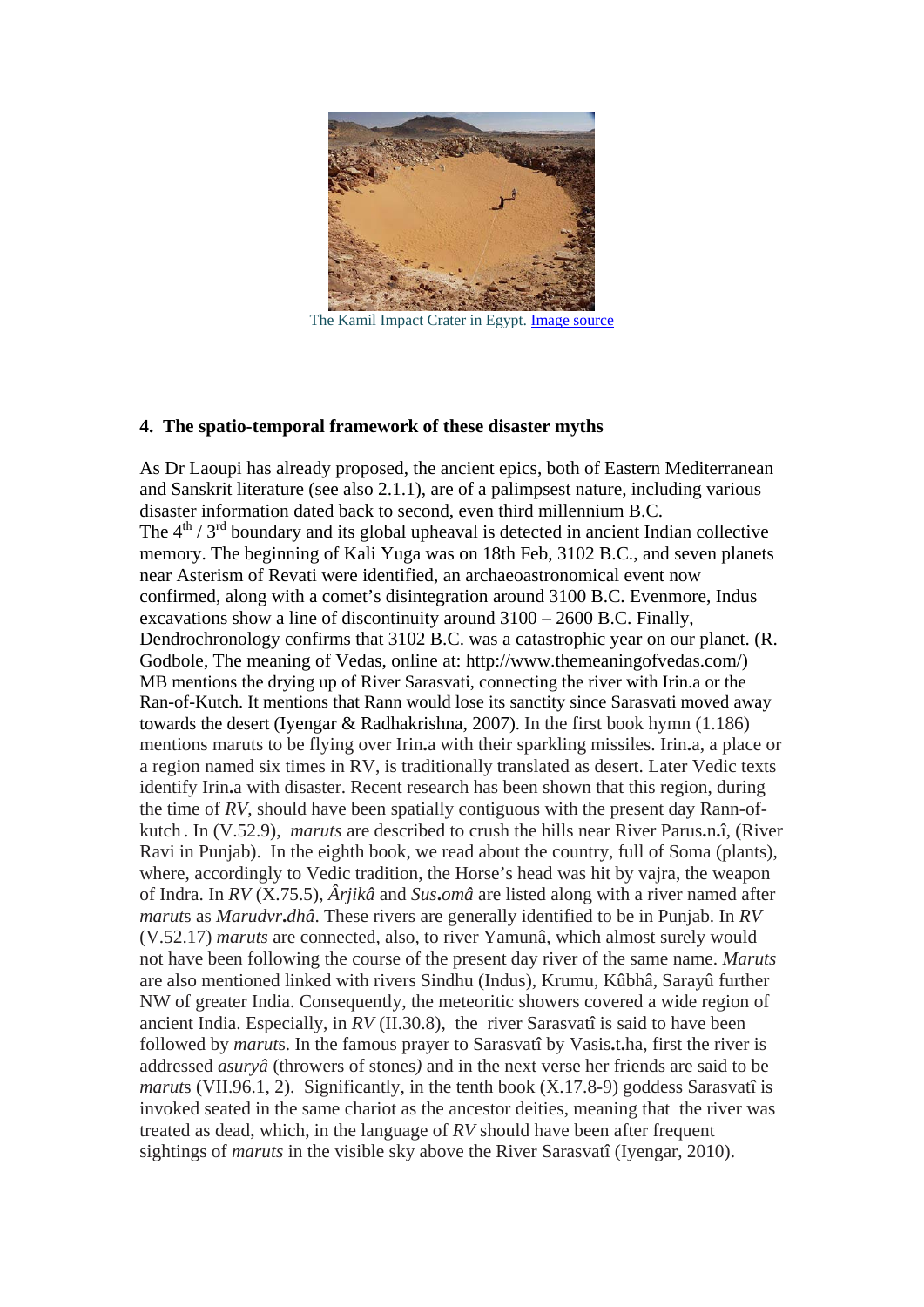The Kamil Impact Crater in Egypt. Image source

## 4. The spatio-temporal framework of these disaster myths

As Dr Laoupi has already proposed, the ancient epics, both of Eastern Mediterranean and Sanskrit literature (see also 2.1.1), are of a palimpsest nature, including various disaster information dated back to second, even third millennium B.C.
The 4th / 3rd boundary and its global upheaval is detected in ancient Indian collective memory. The beginning of Kali Yuga was on 18th Feb, 3102 B.C., and seven planets near Asterism of Revati were identified, an archaeoastronomical event now confirmed, along with a comet's disintegration around 3100 B.C. Evenmore, Indus excavations show a line of discontinuity around 3100 – 2600 B.C. Finally, Dendrochronology confirms that 3102 B.C. was a catastrophic year on our planet. (R. Godbole, The meaning of Vedas, online at: http://www.themeaningofvedas.com/)
MB mentions the drying up of River Sarasvati, connecting the river with Irin.a or the Ran-of-Kutch. It mentions that Rann would lose its sanctity since Sarasvati moved away towards the desert (Iyengar & Radhakrishna, 2007). In the first book hymn (1.186) mentions maruts to be flying over Irin**.**a with their sparkling missiles. Irin**.**a, a place or a region named six times in RV, is traditionally translated as desert. Later Vedic texts identify Irin**.**a with disaster. Recent research has been shown that this region, during the time of *RV*, should have been spatially contiguous with the present day Rann-of-kutch . In (V.52.9), *maruts* are described to crush the hills near River Parus**.**n**.**î, (River Ravi in Punjab). In the eighth book, we read about the country, full of Soma (plants), where, accordingly to Vedic tradition, the Horse's head was hit by vajra, the weapon of Indra. In *RV* (X.75.5), *Ârjikâ* and *Sus***.***omâ* are listed along with a river named after *marut*s as *Marudvr***.***dhâ*. These rivers are generally identified to be in Punjab. In *RV* (V.52.17) *maruts* are connected, also, to river Yamunâ, which almost surely would not have been following the course of the present day river of the same name. *Maruts* are also mentioned linked with rivers Sindhu (Indus), Krumu, Kûbhâ, Sarayû further NW of greater India. Consequently, the meteoritic showers covered a wide region of ancient India. Especially, in *RV* (II.30.8), the river Sarasvatî is said to have been followed by *marut*s. In the famous prayer to Sarasvatî by Vasis**.**t**.**ha, first the river is addressed *asuryâ* (throwers of stones*)* and in the next verse her friends are said to be *marut*s (VII.96.1, 2). Significantly, in the tenth book (X.17.8-9) goddess Sarasvatî is invoked seated in the same chariot as the ancestor deities, meaning that the river was treated as dead, which, in the language of *RV* should have been after frequent sightings of *maruts* in the visible sky above the River Sarasvatî (Iyengar, 2010).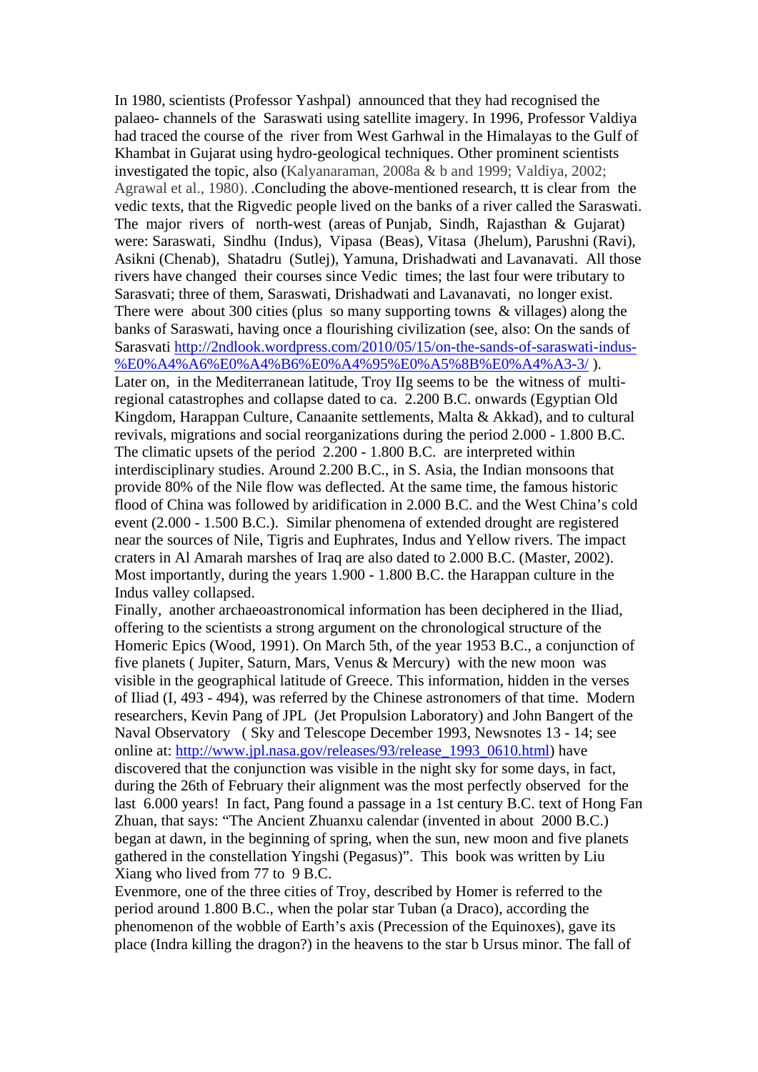In 1980, scientists (Professor Yashpal) announced that they had recognised the palaeo- channels of the Saraswati using satellite imagery. In 1996, Professor Valdiya had traced the course of the river from West Garhwal in the Himalayas to the Gulf of Khambat in Gujarat using hydro-geological techniques. Other prominent scientists investigated the topic, also (Kalyanaraman, 2008a & b and 1999; Valdiya, 2002; Agrawal et al., 1980). .Concluding the above-mentioned research, tt is clear from the vedic texts, that the Rigvedic people lived on the banks of a river called the Saraswati. The major rivers of north-west (areas of Punjab, Sindh, Rajasthan & Gujarat) were: Saraswati, Sindhu (Indus), Vipasa (Beas), Vitasa (Jhelum), Parushni (Ravi), Asikni (Chenab), Shatadru (Sutlej), Yamuna, Drishadwati and Lavanavati. All those rivers have changed their courses since Vedic times; the last four were tributary to Sarasvati; three of them, Saraswati, Drishadwati and Lavanavati, no longer exist. There were about 300 cities (plus so many supporting towns & villages) along the banks of Saraswati, having once a flourishing civilization (see, also: On the sands of Sarasvati http://2ndlook.wordpress.com/2010/05/15/on-the-sands-of-saraswati-indus-%E0%A4%A6%E0%A4%B6%E0%A4%95%E0%A5%8B%E0%A4%A3-3/ ).

Later on, in the Mediterranean latitude, Troy IIg seems to be the witness of multi-regional catastrophes and collapse dated to ca. 2.200 B.C. onwards (Egyptian Old Kingdom, Harappan Culture, Canaanite settlements, Malta & Akkad), and to cultural revivals, migrations and social reorganizations during the period 2.000 - 1.800 B.C. The climatic upsets of the period 2.200 - 1.800 B.C. are interpreted within interdisciplinary studies. Around 2.200 B.C., in S. Asia, the Indian monsoons that provide 80% of the Nile flow was deflected. At the same time, the famous historic flood of China was followed by aridification in 2.000 B.C. and the West China's cold event (2.000 - 1.500 B.C.). Similar phenomena of extended drought are registered near the sources of Nile, Tigris and Euphrates, Indus and Yellow rivers. The impact craters in Al Amarah marshes of Iraq are also dated to 2.000 B.C. (Master, 2002). Most importantly, during the years 1.900 - 1.800 B.C. the Harappan culture in the Indus valley collapsed.

Finally, another archaeoastronomical information has been deciphered in the Iliad, offering to the scientists a strong argument on the chronological structure of the Homeric Epics (Wood, 1991). On March 5th, of the year 1953 B.C., a conjunction of five planets ( Jupiter, Saturn, Mars, Venus & Mercury) with the new moon was visible in the geographical latitude of Greece. This information, hidden in the verses of Iliad (I, 493 - 494), was referred by the Chinese astronomers of that time. Modern researchers, Kevin Pang of JPL (Jet Propulsion Laboratory) and John Bangert of the Naval Observatory ( Sky and Telescope December 1993, Newsnotes 13 - 14; see online at: http://www.jpl.nasa.gov/releases/93/release_1993_0610.html) have discovered that the conjunction was visible in the night sky for some days, in fact, during the 26th of February their alignment was the most perfectly observed for the last 6.000 years! In fact, Pang found a passage in a 1st century B.C. text of Hong Fan Zhuan, that says: "The Ancient Zhuanxu calendar (invented in about 2000 B.C.) began at dawn, in the beginning of spring, when the sun, new moon and five planets gathered in the constellation Yingshi (Pegasus)". This book was written by Liu Xiang who lived from 77 to 9 B.C.

Evenmore, one of the three cities of Troy, described by Homer is referred to the period around 1.800 B.C., when the polar star Tuban (a Draco), according the phenomenon of the wobble of Earth's axis (Precession of the Equinoxes), gave its place (Indra killing the dragon?) in the heavens to the star b Ursus minor. The fall of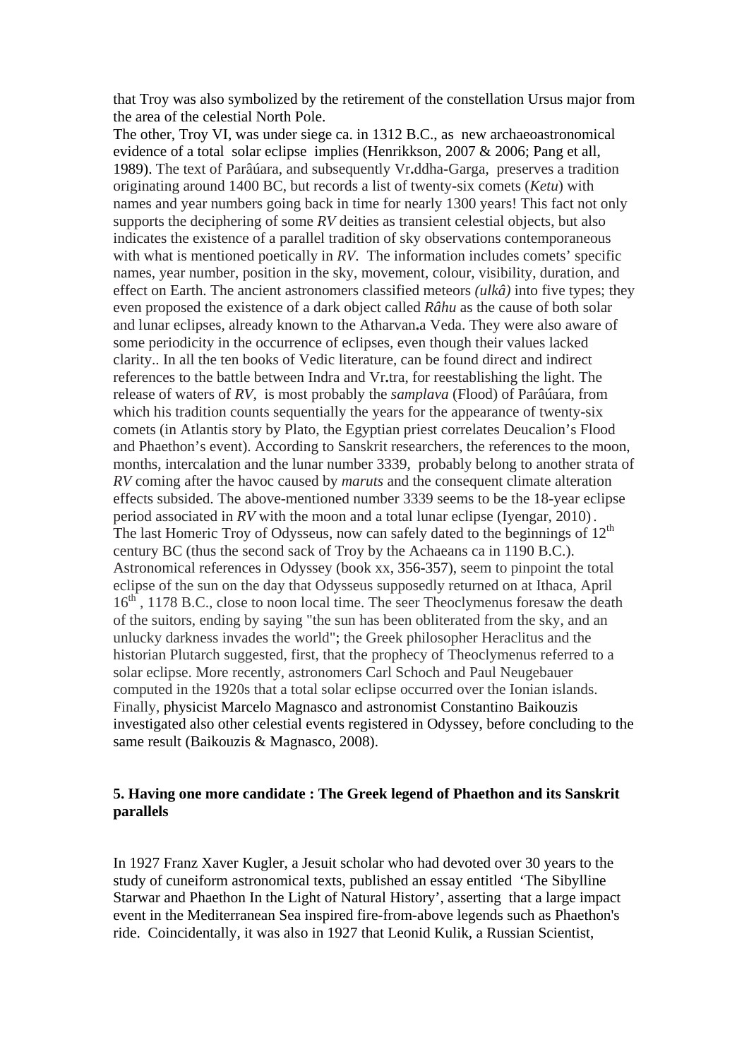that Troy was also symbolized by the retirement of the constellation Ursus major from the area of the celestial North Pole.
The other, Troy VI, was under siege ca. in 1312 B.C., as new archaeoastronomical evidence of a total solar eclipse implies (Henrikkson, 2007 & 2006; Pang et all, 1989). The text of Parâúara, and subsequently Vr**.**ddha-Garga, preserves a tradition originating around 1400 BC, but records a list of twenty-six comets (*Ketu*) with names and year numbers going back in time for nearly 1300 years! This fact not only supports the deciphering of some *RV* deities as transient celestial objects, but also indicates the existence of a parallel tradition of sky observations contemporaneous with what is mentioned poetically in *RV*. The information includes comets' specific names, year number, position in the sky, movement, colour, visibility, duration, and effect on Earth. The ancient astronomers classified meteors *(ulkâ)* into five types; they even proposed the existence of a dark object called *Râhu* as the cause of both solar and lunar eclipses, already known to the Atharvan**.**a Veda. They were also aware of some periodicity in the occurrence of eclipses, even though their values lacked clarity.. In all the ten books of Vedic literature, can be found direct and indirect references to the battle between Indra and Vr**.**tra, for reestablishing the light. The release of waters of *RV,* is most probably the *samplava* (Flood) of Parâúara, from which his tradition counts sequentially the years for the appearance of twenty-six comets (in Atlantis story by Plato, the Egyptian priest correlates Deucalion's Flood and Phaethon's event). According to Sanskrit researchers, the references to the moon, months, intercalation and the lunar number 3339, probably belong to another strata of *RV* coming after the havoc caused by *maruts* and the consequent climate alteration effects subsided. The above-mentioned number 3339 seems to be the 18-year eclipse period associated in *RV* with the moon and a total lunar eclipse (Iyengar, 2010).
The last Homeric Troy of Odysseus, now can safely dated to the beginnings of 12th century BC (thus the second sack of Troy by the Achaeans ca in 1190 B.C.). Astronomical references in Odyssey (book xx, 356-357), seem to pinpoint the total eclipse of the sun on the day that Odysseus supposedly returned on at Ithaca, April 16th , 1178 B.C., close to noon local time. The seer Theoclymenus foresaw the death of the suitors, ending by saying "the sun has been obliterated from the sky, and an unlucky darkness invades the world"; the Greek philosopher Heraclitus and the historian Plutarch suggested, first, that the prophecy of Theoclymenus referred to a solar eclipse. More recently, astronomers Carl Schoch and Paul Neugebauer computed in the 1920s that a total solar eclipse occurred over the Ionian islands. Finally, physicist Marcelo Magnasco and astronomist Constantino Baikouzis investigated also other celestial events registered in Odyssey, before concluding to the same result (Baikouzis & Magnasco, 2008).

## 5. Having one more candidate : The Greek legend of Phaethon and its Sanskrit parallels

In 1927 Franz Xaver Kugler, a Jesuit scholar who had devoted over 30 years to the study of cuneiform astronomical texts, published an essay entitled 'The Sibylline Starwar and Phaethon In the Light of Natural History', asserting that a large impact event in the Mediterranean Sea inspired fire-from-above legends such as Phaethon's ride. Coincidentally, it was also in 1927 that Leonid Kulik, a Russian Scientist,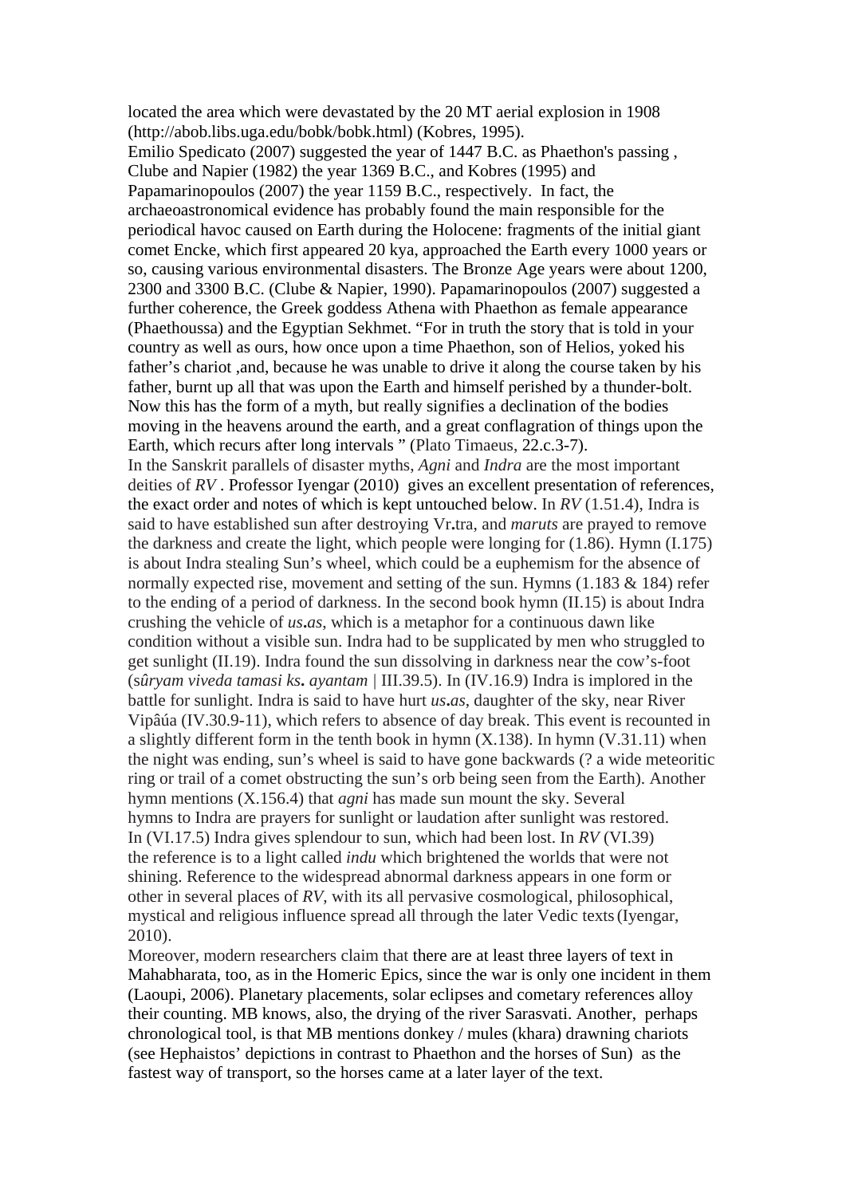located the area which were devastated by the 20 MT aerial explosion in 1908 (http://abob.libs.uga.edu/bobk/bobk.html) (Kobres, 1995).
Emilio Spedicato (2007) suggested the year of 1447 B.C. as Phaethon's passing , Clube and Napier (1982) the year 1369 B.C., and Kobres (1995) and Papamarinopoulos (2007) the year 1159 B.C., respectively. In fact, the archaeoastronomical evidence has probably found the main responsible for the periodical havoc caused on Earth during the Holocene: fragments of the initial giant comet Encke, which first appeared 20 kya, approached the Earth every 1000 years or so, causing various environmental disasters. The Bronze Age years were about 1200, 2300 and 3300 B.C. (Clube & Napier, 1990). Papamarinopoulos (2007) suggested a further coherence, the Greek goddess Athena with Phaethon as female appearance (Phaethoussa) and the Egyptian Sekhmet. "For in truth the story that is told in your country as well as ours, how once upon a time Phaethon, son of Helios, yoked his father's chariot ,and, because he was unable to drive it along the course taken by his father, burnt up all that was upon the Earth and himself perished by a thunder-bolt. Now this has the form of a myth, but really signifies a declination of the bodies moving in the heavens around the earth, and a great conflagration of things upon the Earth, which recurs after long intervals " (Plato Timaeus, 22.c.3-7).
In the Sanskrit parallels of disaster myths, *Agni* and *Indra* are the most important deities of *RV* . Professor Iyengar (2010) gives an excellent presentation of references, the exact order and notes of which is kept untouched below. In *RV* (1.51.4), Indra is said to have established sun after destroying Vr**.**tra, and *maruts* are prayed to remove the darkness and create the light, which people were longing for (1.86). Hymn (I.175) is about Indra stealing Sun's wheel, which could be a euphemism for the absence of normally expected rise, movement and setting of the sun. Hymns (1.183 & 184) refer to the ending of a period of darkness. In the second book hymn (II.15) is about Indra crushing the vehicle of *us***.***as*, which is a metaphor for a continuous dawn like condition without a visible sun. Indra had to be supplicated by men who struggled to get sunlight (II.19). Indra found the sun dissolving in darkness near the cow's-foot (*sûryam viveda tamasi ks***.** *ayantam* | III.39.5). In (IV.16.9) Indra is implored in the battle for sunlight. Indra is said to have hurt *us***.***as*, daughter of the sky, near River Vipâúa (IV.30.9-11), which refers to absence of day break. This event is recounted in a slightly different form in the tenth book in hymn (X.138). In hymn (V.31.11) when the night was ending, sun's wheel is said to have gone backwards (? a wide meteoritic ring or trail of a comet obstructing the sun's orb being seen from the Earth). Another hymn mentions (X.156.4) that *agni* has made sun mount the sky. Several hymns to Indra are prayers for sunlight or laudation after sunlight was restored. In (VI.17.5) Indra gives splendour to sun, which had been lost. In *RV* (VI.39) the reference is to a light called *indu* which brightened the worlds that were not shining. Reference to the widespread abnormal darkness appears in one form or other in several places of *RV*, with its all pervasive cosmological, philosophical, mystical and religious influence spread all through the later Vedic texts (Iyengar, 2010).
Moreover, modern researchers claim that there are at least three layers of text in Mahabharata, too, as in the Homeric Epics, since the war is only one incident in them (Laoupi, 2006). Planetary placements, solar eclipses and cometary references alloy their counting. MB knows, also, the drying of the river Sarasvati. Another, perhaps chronological tool, is that MB mentions donkey / mules (khara) drawning chariots (see Hephaistos' depictions in contrast to Phaethon and the horses of Sun) as the fastest way of transport, so the horses came at a later layer of the text.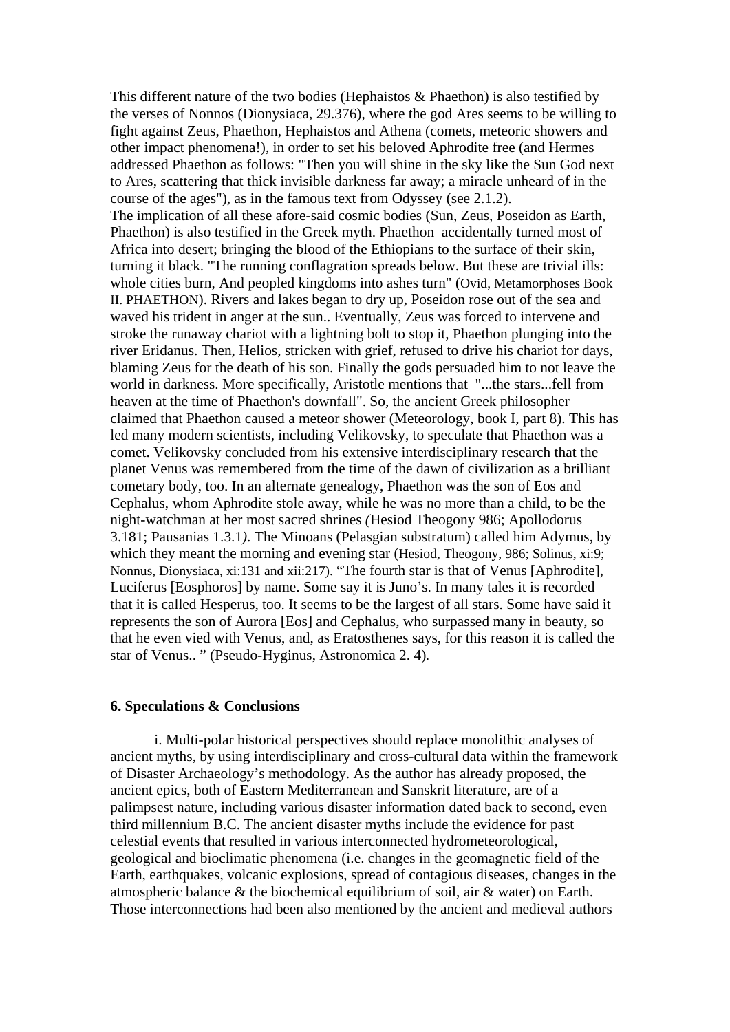This different nature of the two bodies (Hephaistos & Phaethon) is also testified by the verses of Nonnos (Dionysiaca, 29.376), where the god Ares seems to be willing to fight against Zeus, Phaethon, Hephaistos and Athena (comets, meteoric showers and other impact phenomena!), in order to set his beloved Aphrodite free (and Hermes addressed Phaethon as follows: "Then you will shine in the sky like the Sun God next to Ares, scattering that thick invisible darkness far away; a miracle unheard of in the course of the ages"), as in the famous text from Odyssey (see 2.1.2).

The implication of all these afore-said cosmic bodies (Sun, Zeus, Poseidon as Earth, Phaethon) is also testified in the Greek myth. Phaethon accidentally turned most of Africa into desert; bringing the blood of the Ethiopians to the surface of their skin, turning it black. "The running conflagration spreads below. But these are trivial ills: whole cities burn, And peopled kingdoms into ashes turn" (Ovid, Metamorphoses Book II. PHAETHON). Rivers and lakes began to dry up, Poseidon rose out of the sea and waved his trident in anger at the sun.. Eventually, Zeus was forced to intervene and stroke the runaway chariot with a lightning bolt to stop it, Phaethon plunging into the river Eridanus. Then, Helios, stricken with grief, refused to drive his chariot for days, blaming Zeus for the death of his son. Finally the gods persuaded him to not leave the world in darkness. More specifically, Aristotle mentions that "...the stars...fell from heaven at the time of Phaethon's downfall". So, the ancient Greek philosopher claimed that Phaethon caused a meteor shower (Meteorology, book I, part 8). This has led many modern scientists, including Velikovsky, to speculate that Phaethon was a comet. Velikovsky concluded from his extensive interdisciplinary research that the planet Venus was remembered from the time of the dawn of civilization as a brilliant cometary body, too. In an alternate genealogy, Phaethon was the son of Eos and Cephalus, whom Aphrodite stole away, while he was no more than a child, to be the night-watchman at her most sacred shrines *(*Hesiod Theogony 986; Apollodorus 3.181; Pausanias 1.3.1*)*. The Minoans (Pelasgian substratum) called him Adymus, by which they meant the morning and evening star (Hesiod, Theogony, 986; Solinus, xi:9; Nonnus, Dionysiaca, xi:131 and xii:217). "The fourth star is that of Venus [Aphrodite], Luciferus [Eosphoros] by name. Some say it is Juno's. In many tales it is recorded that it is called Hesperus, too. It seems to be the largest of all stars. Some have said it represents the son of Aurora [Eos] and Cephalus, who surpassed many in beauty, so that he even vied with Venus, and, as Eratosthenes says, for this reason it is called the star of Venus.. " (Pseudo-Hyginus, Astronomica 2. 4).

## 6. Speculations & Conclusions

i. Multi-polar historical perspectives should replace monolithic analyses of ancient myths, by using interdisciplinary and cross-cultural data within the framework of Disaster Archaeology's methodology. As the author has already proposed, the ancient epics, both of Eastern Mediterranean and Sanskrit literature, are of a palimpsest nature, including various disaster information dated back to second, even third millennium B.C. The ancient disaster myths include the evidence for past celestial events that resulted in various interconnected hydrometeorological, geological and bioclimatic phenomena (i.e. changes in the geomagnetic field of the Earth, earthquakes, volcanic explosions, spread of contagious diseases, changes in the atmospheric balance & the biochemical equilibrium of soil, air & water) on Earth. Those interconnections had been also mentioned by the ancient and medieval authors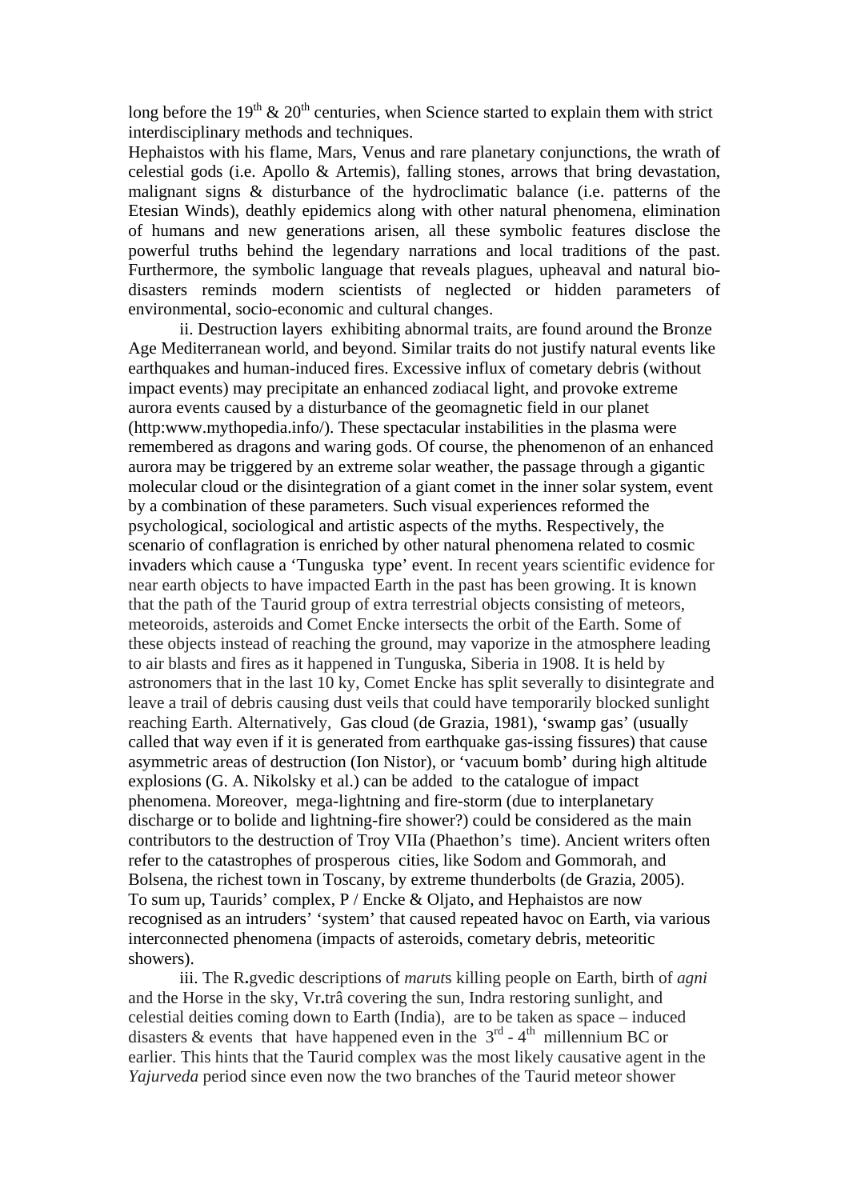long before the 19th & 20th centuries, when Science started to explain them with strict interdisciplinary methods and techniques.

Hephaistos with his flame, Mars, Venus and rare planetary conjunctions, the wrath of celestial gods (i.e. Apollo & Artemis), falling stones, arrows that bring devastation, malignant signs & disturbance of the hydroclimatic balance (i.e. patterns of the Etesian Winds), deathly epidemics along with other natural phenomena, elimination of humans and new generations arisen, all these symbolic features disclose the powerful truths behind the legendary narrations and local traditions of the past. Furthermore, the symbolic language that reveals plagues, upheaval and natural bio-disasters reminds modern scientists of neglected or hidden parameters of environmental, socio-economic and cultural changes.

ii. Destruction layers exhibiting abnormal traits, are found around the Bronze Age Mediterranean world, and beyond. Similar traits do not justify natural events like earthquakes and human-induced fires. Excessive influx of cometary debris (without impact events) may precipitate an enhanced zodiacal light, and provoke extreme aurora events caused by a disturbance of the geomagnetic field in our planet (http:www.mythopedia.info/). These spectacular instabilities in the plasma were remembered as dragons and waring gods. Of course, the phenomenon of an enhanced aurora may be triggered by an extreme solar weather, the passage through a gigantic molecular cloud or the disintegration of a giant comet in the inner solar system, event by a combination of these parameters. Such visual experiences reformed the psychological, sociological and artistic aspects of the myths. Respectively, the scenario of conflagration is enriched by other natural phenomena related to cosmic invaders which cause a 'Tunguska type' event. In recent years scientific evidence for near earth objects to have impacted Earth in the past has been growing. It is known that the path of the Taurid group of extra terrestrial objects consisting of meteors, meteoroids, asteroids and Comet Encke intersects the orbit of the Earth. Some of these objects instead of reaching the ground, may vaporize in the atmosphere leading to air blasts and fires as it happened in Tunguska, Siberia in 1908. It is held by astronomers that in the last 10 ky, Comet Encke has split severally to disintegrate and leave a trail of debris causing dust veils that could have temporarily blocked sunlight reaching Earth. Alternatively, Gas cloud (de Grazia, 1981), 'swamp gas' (usually called that way even if it is generated from earthquake gas-issing fissures) that cause asymmetric areas of destruction (Ion Nistor), or 'vacuum bomb' during high altitude explosions (G. A. Nikolsky et al.) can be added to the catalogue of impact phenomena. Moreover, mega-lightning and fire-storm (due to interplanetary discharge or to bolide and lightning-fire shower?) could be considered as the main contributors to the destruction of Troy VIIa (Phaethon's time). Ancient writers often refer to the catastrophes of prosperous cities, like Sodom and Gommorah, and Bolsena, the richest town in Toscany, by extreme thunderbolts (de Grazia, 2005). To sum up, Taurids' complex, P / Encke & Oljato, and Hephaistos are now recognised as an intruders' 'system' that caused repeated havoc on Earth, via various interconnected phenomena (impacts of asteroids, cometary debris, meteoritic showers).

iii. The R**.**gvedic descriptions of *marut*s killing people on Earth, birth of *agni* and the Horse in the sky, Vr**.**trâ covering the sun, Indra restoring sunlight, and celestial deities coming down to Earth (India), are to be taken as space – induced disasters & events that have happened even in the 3rd - 4th millennium BC or earlier. This hints that the Taurid complex was the most likely causative agent in the *Yajurveda* period since even now the two branches of the Taurid meteor shower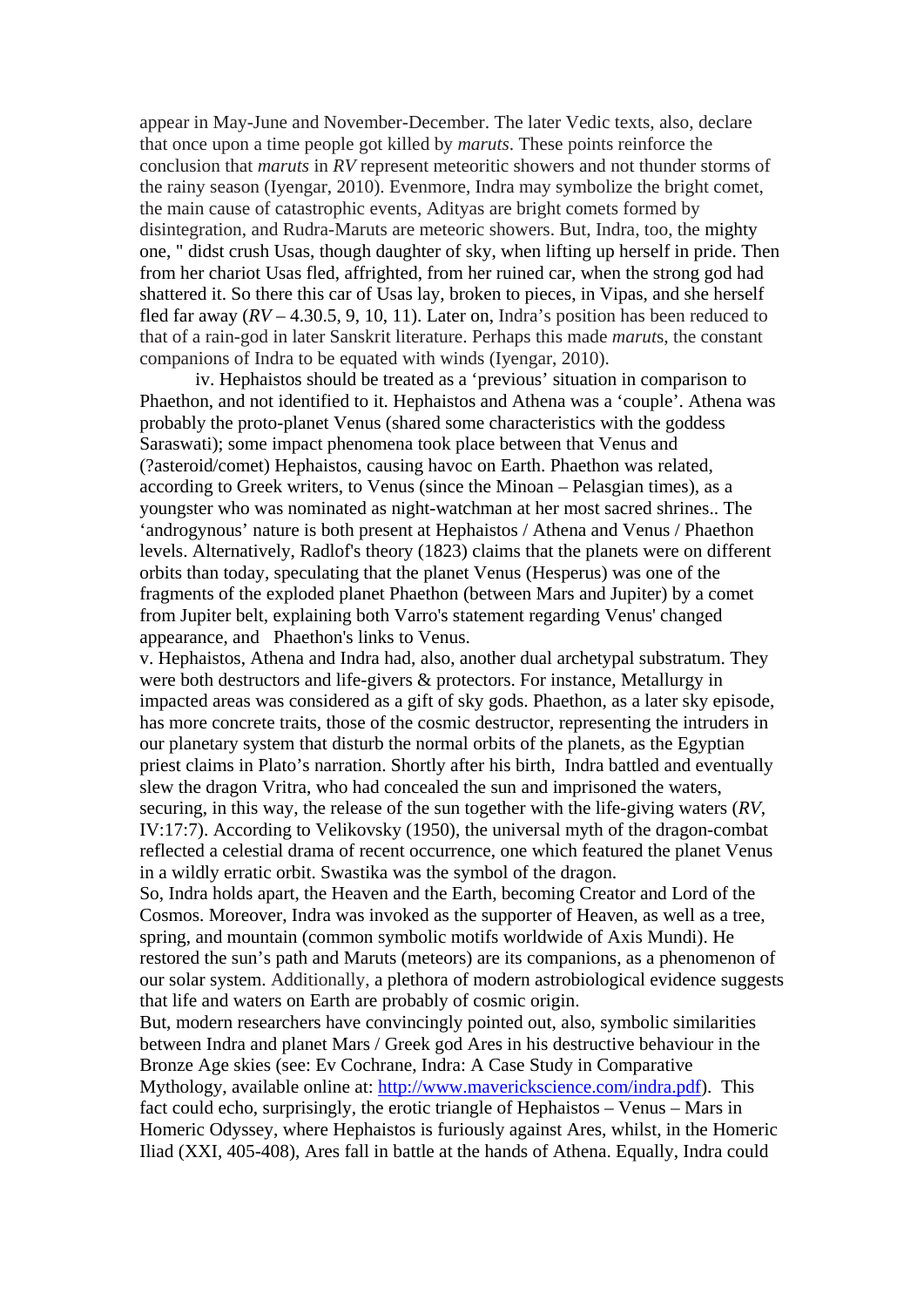appear in May-June and November-December. The later Vedic texts, also, declare that once upon a time people got killed by *maruts*. These points reinforce the conclusion that *maruts* in *RV* represent meteoritic showers and not thunder storms of the rainy season (Iyengar, 2010). Evenmore, Indra may symbolize the bright comet, the main cause of catastrophic events, Adityas are bright comets formed by disintegration, and Rudra-Maruts are meteoric showers. But, Indra, too, the mighty one, " didst crush Usas, though daughter of sky, when lifting up herself in pride. Then from her chariot Usas fled, affrighted, from her ruined car, when the strong god had shattered it. So there this car of Usas lay, broken to pieces, in Vipas, and she herself fled far away (*RV* – 4.30.5, 9, 10, 11). Later on, Indra's position has been reduced to that of a rain-god in later Sanskrit literature. Perhaps this made *marut*s, the constant companions of Indra to be equated with winds (Iyengar, 2010).

iv. Hephaistos should be treated as a 'previous' situation in comparison to Phaethon, and not identified to it. Hephaistos and Athena was a 'couple'. Athena was probably the proto-planet Venus (shared some characteristics with the goddess Saraswati); some impact phenomena took place between that Venus and (?asteroid/comet) Hephaistos, causing havoc on Earth. Phaethon was related, according to Greek writers, to Venus (since the Minoan – Pelasgian times), as a youngster who was nominated as night-watchman at her most sacred shrines.. The 'androgynous' nature is both present at Hephaistos / Athena and Venus / Phaethon levels. Alternatively, Radlof's theory (1823) claims that the planets were on different orbits than today, speculating that the planet Venus (Hesperus) was one of the fragments of the exploded planet Phaethon (between Mars and Jupiter) by a comet from Jupiter belt, explaining both Varro's statement regarding Venus' changed appearance, and Phaethon's links to Venus.

v. Hephaistos, Athena and Indra had, also, another dual archetypal substratum. They were both destructors and life-givers & protectors. For instance, Metallurgy in impacted areas was considered as a gift of sky gods. Phaethon, as a later sky episode, has more concrete traits, those of the cosmic destructor, representing the intruders in our planetary system that disturb the normal orbits of the planets, as the Egyptian priest claims in Plato's narration. Shortly after his birth, Indra battled and eventually slew the dragon Vritra, who had concealed the sun and imprisoned the waters, securing, in this way, the release of the sun together with the life-giving waters (*RV*, IV:17:7). According to Velikovsky (1950), the universal myth of the dragon-combat reflected a celestial drama of recent occurrence, one which featured the planet Venus in a wildly erratic orbit. Swastika was the symbol of the dragon.

So, Indra holds apart, the Heaven and the Earth, becoming Creator and Lord of the Cosmos. Moreover, Indra was invoked as the supporter of Heaven, as well as a tree, spring, and mountain (common symbolic motifs worldwide of Axis Mundi). He restored the sun's path and Maruts (meteors) are its companions, as a phenomenon of our solar system. Additionally, a plethora of modern astrobiological evidence suggests that life and waters on Earth are probably of cosmic origin.

But, modern researchers have convincingly pointed out, also, symbolic similarities between Indra and planet Mars / Greek god Ares in his destructive behaviour in the Bronze Age skies (see: Ev Cochrane, Indra: A Case Study in Comparative Mythology, available online at: http://www.maverickscience.com/indra.pdf). This fact could echo, surprisingly, the erotic triangle of Hephaistos – Venus – Mars in Homeric Odyssey, where Hephaistos is furiously against Ares, whilst, in the Homeric Iliad (XXI, 405-408), Ares fall in battle at the hands of Athena. Equally, Indra could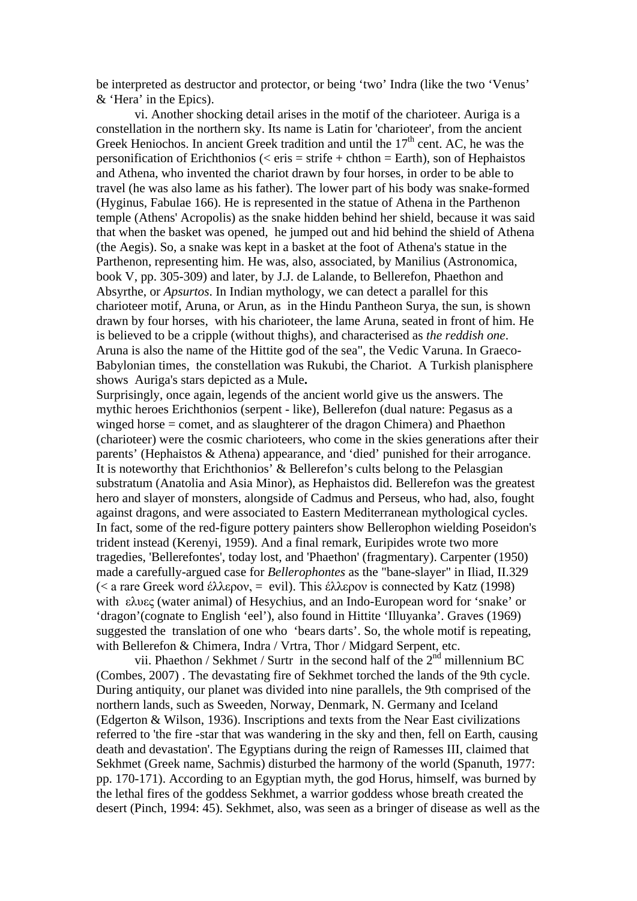be interpreted as destructor and protector, or being 'two' Indra (like the two 'Venus' & 'Hera' in the Epics).

vi. Another shocking detail arises in the motif of the charioteer. Auriga is a constellation in the northern sky. Its name is Latin for 'charioteer', from the ancient Greek Heniochos. In ancient Greek tradition and until the 17[th] cent. AC, he was the personification of Erichthonios (< eris = strife + chthon = Earth), son of Hephaistos and Athena, who invented the chariot drawn by four horses, in order to be able to travel (he was also lame as his father). The lower part of his body was snake-formed (Hyginus, Fabulae 166). He is represented in the statue of Athena in the Parthenon temple (Athens' Acropolis) as the snake hidden behind her shield, because it was said that when the basket was opened, he jumped out and hid behind the shield of Athena (the Aegis). So, a snake was kept in a basket at the foot of Athena's statue in the Parthenon, representing him. He was, also, associated, by Manilius (Astronomica, book V, pp. 305-309) and later, by J.J. de Lalande, to Bellerefon, Phaethon and Absyrthe, or *Apsurtos*. In Indian mythology, we can detect a parallel for this charioteer motif, Aruna, or Arun, as in the Hindu Pantheon Surya, the sun, is shown drawn by four horses, with his charioteer, the lame Aruna, seated in front of him. He is believed to be a cripple (without thighs), and characterised as *the reddish one*. Aruna is also the name of the Hittite god of the sea", the Vedic Varuna. In Graeco-Babylonian times, the constellation was Rukubi, the Chariot. A Turkish planisphere shows Auriga's stars depicted as a Mule**.**

Surprisingly, once again, legends of the ancient world give us the answers. The mythic heroes Erichthonios (serpent - like), Bellerefon (dual nature: Pegasus as a winged horse = comet, and as slaughterer of the dragon Chimera) and Phaethon (charioteer) were the cosmic charioteers, who come in the skies generations after their parents' (Hephaistos & Athena) appearance, and 'died' punished for their arrogance. It is noteworthy that Erichthonios' & Bellerefon's cults belong to the Pelasgian substratum (Anatolia and Asia Minor), as Hephaistos did. Bellerefon was the greatest hero and slayer of monsters, alongside of Cadmus and Perseus, who had, also, fought against dragons, and were associated to Eastern Mediterranean mythological cycles. In fact, some of the red-figure pottery painters show Bellerophon wielding Poseidon's trident instead (Kerenyi, 1959). And a final remark, Euripides wrote two more tragedies, 'Bellerefontes', today lost, and 'Phaethon' (fragmentary). Carpenter (1950) made a carefully-argued case for *Bellerophontes* as the "bane-slayer" in Iliad, II.329 (< a rare Greek word έλλερον, = evil). This έλλερον is connected by Katz (1998) with ελυες (water animal) of Hesychius, and an Indo-European word for 'snake' or 'dragon'(cognate to English 'eel'), also found in Hittite 'Illuyanka'. Graves (1969) suggested the translation of one who 'bears darts'. So, the whole motif is repeating, with Bellerefon & Chimera, Indra / Vrtra, Thor / Midgard Serpent, etc.

vii. Phaethon / Sekhmet / Surtr in the second half of the 2[nd] millennium BC (Combes, 2007) . The devastating fire of Sekhmet torched the lands of the 9th cycle. During antiquity, our planet was divided into nine parallels, the 9th comprised of the northern lands, such as Sweeden, Norway, Denmark, N. Germany and Iceland (Edgerton & Wilson, 1936). Inscriptions and texts from the Near East civilizations referred to 'the fire -star that was wandering in the sky and then, fell on Earth, causing death and devastation'. The Egyptians during the reign of Ramesses III, claimed that Sekhmet (Greek name, Sachmis) disturbed the harmony of the world (Spanuth, 1977: pp. 170-171). According to an Egyptian myth, the god Horus, himself, was burned by the lethal fires of the goddess Sekhmet, a warrior goddess whose breath created the desert (Pinch, 1994: 45). Sekhmet, also, was seen as a bringer of disease as well as the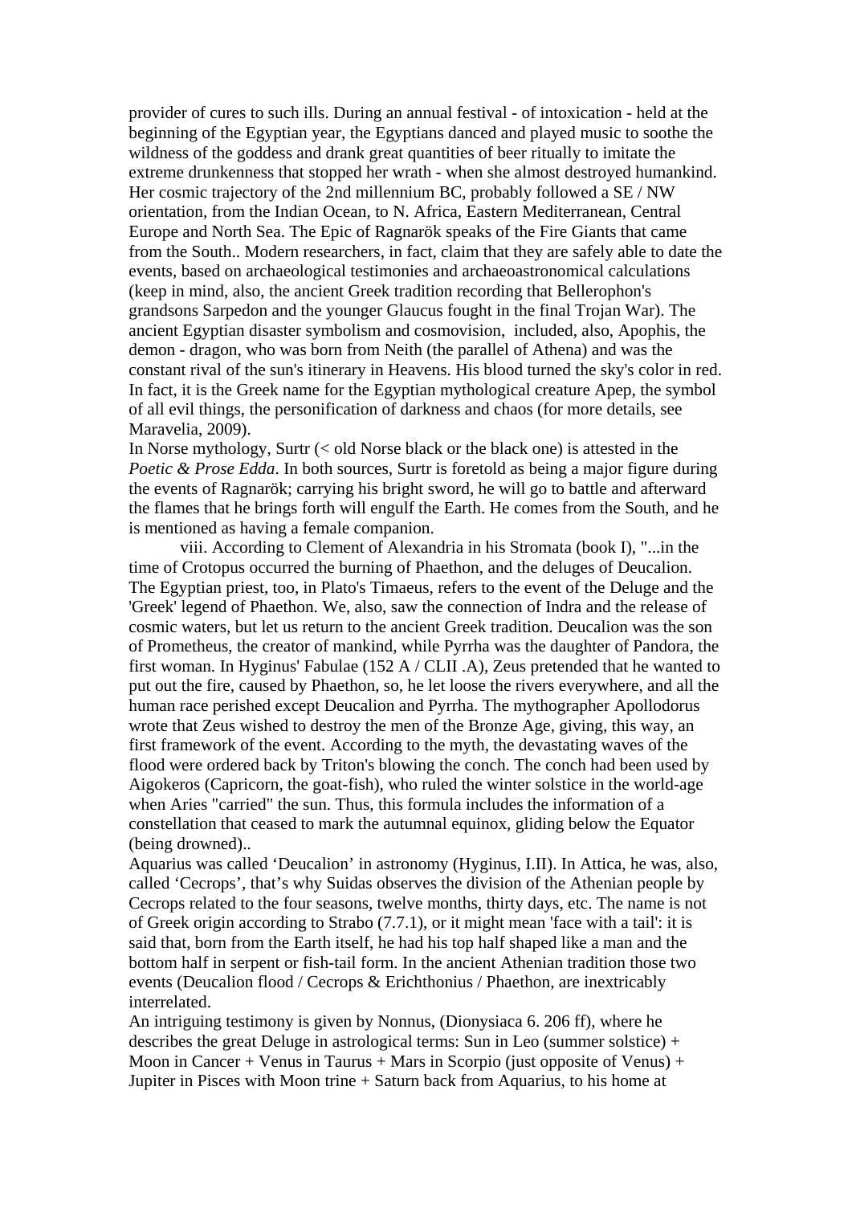provider of cures to such ills. During an annual festival - of intoxication - held at the beginning of the Egyptian year, the Egyptians danced and played music to soothe the wildness of the goddess and drank great quantities of beer ritually to imitate the extreme drunkenness that stopped her wrath - when she almost destroyed humankind. Her cosmic trajectory of the 2nd millennium BC, probably followed a SE / NW orientation, from the Indian Ocean, to N. Africa, Eastern Mediterranean, Central Europe and North Sea. The Epic of Ragnarök speaks of the Fire Giants that came from the South.. Modern researchers, in fact, claim that they are safely able to date the events, based on archaeological testimonies and archaeoastronomical calculations (keep in mind, also, the ancient Greek tradition recording that Bellerophon's grandsons Sarpedon and the younger Glaucus fought in the final Trojan War). The ancient Egyptian disaster symbolism and cosmovision, included, also, Apophis, the demon - dragon, who was born from Neith (the parallel of Athena) and was the constant rival of the sun's itinerary in Heavens. His blood turned the sky's color in red. In fact, it is the Greek name for the Egyptian mythological creature Apep, the symbol of all evil things, the personification of darkness and chaos (for more details, see Maravelia, 2009).

In Norse mythology, Surtr (< old Norse black or the black one) is attested in the *Poetic & Prose Edda*. In both sources, Surtr is foretold as being a major figure during the events of Ragnarök; carrying his bright sword, he will go to battle and afterward the flames that he brings forth will engulf the Earth. He comes from the South, and he is mentioned as having a female companion.

viii. According to Clement of Alexandria in his Stromata (book I), "...in the time of Crotopus occurred the burning of Phaethon, and the deluges of Deucalion. The Egyptian priest, too, in Plato's Timaeus, refers to the event of the Deluge and the 'Greek' legend of Phaethon. We, also, saw the connection of Indra and the release of cosmic waters, but let us return to the ancient Greek tradition. Deucalion was the son of Prometheus, the creator of mankind, while Pyrrha was the daughter of Pandora, the first woman. In Hyginus' Fabulae (152 A / CLII .A), Zeus pretended that he wanted to put out the fire, caused by Phaethon, so, he let loose the rivers everywhere, and all the human race perished except Deucalion and Pyrrha. The mythographer Apollodorus wrote that Zeus wished to destroy the men of the Bronze Age, giving, this way, an first framework of the event. According to the myth, the devastating waves of the flood were ordered back by Triton's blowing the conch. The conch had been used by Aigokeros (Capricorn, the goat-fish), who ruled the winter solstice in the world-age when Aries "carried" the sun. Thus, this formula includes the information of a constellation that ceased to mark the autumnal equinox, gliding below the Equator (being drowned)..

Aquarius was called 'Deucalion' in astronomy (Hyginus, I.II). In Attica, he was, also, called 'Cecrops', that's why Suidas observes the division of the Athenian people by Cecrops related to the four seasons, twelve months, thirty days, etc. The name is not of Greek origin according to Strabo (7.7.1), or it might mean 'face with a tail': it is said that, born from the Earth itself, he had his top half shaped like a man and the bottom half in serpent or fish-tail form. In the ancient Athenian tradition those two events (Deucalion flood / Cecrops & Erichthonius / Phaethon, are inextricably interrelated.

An intriguing testimony is given by Nonnus, (Dionysiaca 6. 206 ff), where he describes the great Deluge in astrological terms: Sun in Leo (summer solstice) + Moon in Cancer + Venus in Taurus + Mars in Scorpio (just opposite of Venus) + Jupiter in Pisces with Moon trine + Saturn back from Aquarius, to his home at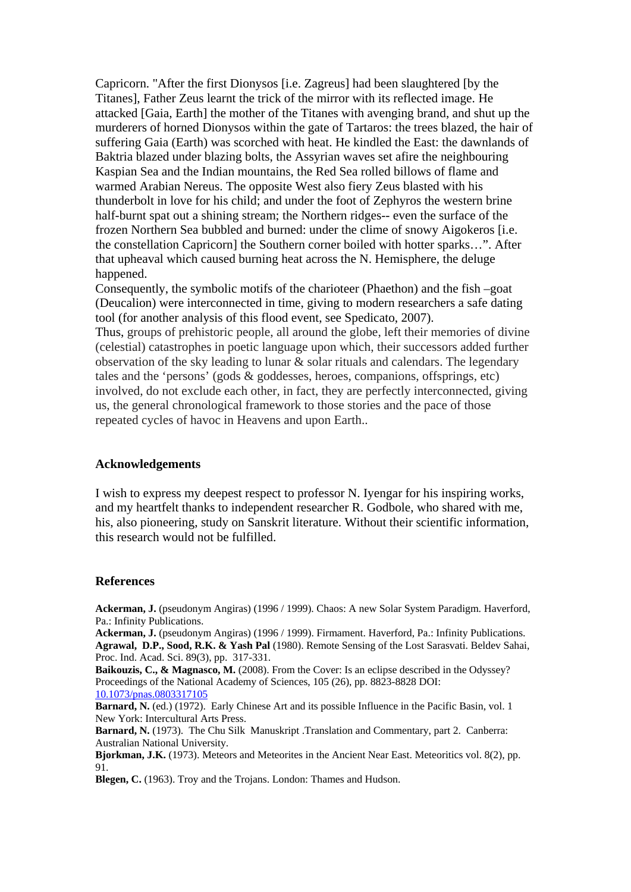Capricorn. "After the first Dionysos [i.e. Zagreus] had been slaughtered [by the Titanes], Father Zeus learnt the trick of the mirror with its reflected image. He attacked [Gaia, Earth] the mother of the Titanes with avenging brand, and shut up the murderers of horned Dionysos within the gate of Tartaros: the trees blazed, the hair of suffering Gaia (Earth) was scorched with heat. He kindled the East: the dawnlands of Baktria blazed under blazing bolts, the Assyrian waves set afire the neighbouring Kaspian Sea and the Indian mountains, the Red Sea rolled billows of flame and warmed Arabian Nereus. The opposite West also fiery Zeus blasted with his thunderbolt in love for his child; and under the foot of Zephyros the western brine half-burnt spat out a shining stream; the Northern ridges-- even the surface of the frozen Northern Sea bubbled and burned: under the clime of snowy Aigokeros [i.e. the constellation Capricorn] the Southern corner boiled with hotter sparks…". After that upheaval which caused burning heat across the N. Hemisphere, the deluge happened.

Consequently, the symbolic motifs of the charioteer (Phaethon) and the fish –goat (Deucalion) were interconnected in time, giving to modern researchers a safe dating tool (for another analysis of this flood event, see Spedicato, 2007).

Thus, groups of prehistoric people, all around the globe, left their memories of divine (celestial) catastrophes in poetic language upon which, their successors added further observation of the sky leading to lunar & solar rituals and calendars. The legendary tales and the 'persons' (gods & goddesses, heroes, companions, offsprings, etc) involved, do not exclude each other, in fact, they are perfectly interconnected, giving us, the general chronological framework to those stories and the pace of those repeated cycles of havoc in Heavens and upon Earth..

### Acknowledgements

I wish to express my deepest respect to professor N. Iyengar for his inspiring works, and my heartfelt thanks to independent researcher R. Godbole, who shared with me, his, also pioneering, study on Sanskrit literature. Without their scientific information, this research would not be fulfilled.

### References

**Ackerman, J.** (pseudonym Angiras) (1996 / 1999). Chaos: A new Solar System Paradigm. Haverford, Pa.: Infinity Publications.

**Ackerman, J.** (pseudonym Angiras) (1996 / 1999). Firmament. Haverford, Pa.: Infinity Publications.

**Agrawal, D.P., Sood, R.K. & Yash Pal** (1980). Remote Sensing of the Lost Sarasvati. Beldev Sahai, Proc. Ind. Acad. Sci. 89(3), pp. 317-331.

**Baikouzis, C., & Magnasco, M.** (2008). From the Cover: Is an eclipse described in the Odyssey? Proceedings of the National Academy of Sciences, 105 (26), pp. 8823-8828 DOI: 10.1073/pnas.0803317105

**Barnard, N.** (ed.) (1972). Early Chinese Art and its possible Influence in the Pacific Basin, vol. 1 New York: Intercultural Arts Press.

**Barnard, N.** (1973). The Chu Silk Manuskript .Translation and Commentary, part 2. Canberra: Australian National University.

**Bjorkman, J.K.** (1973). Meteors and Meteorites in the Ancient Near East. Meteoritics vol. 8(2), pp. 91.

**Blegen, C.** (1963). Troy and the Trojans. London: Thames and Hudson.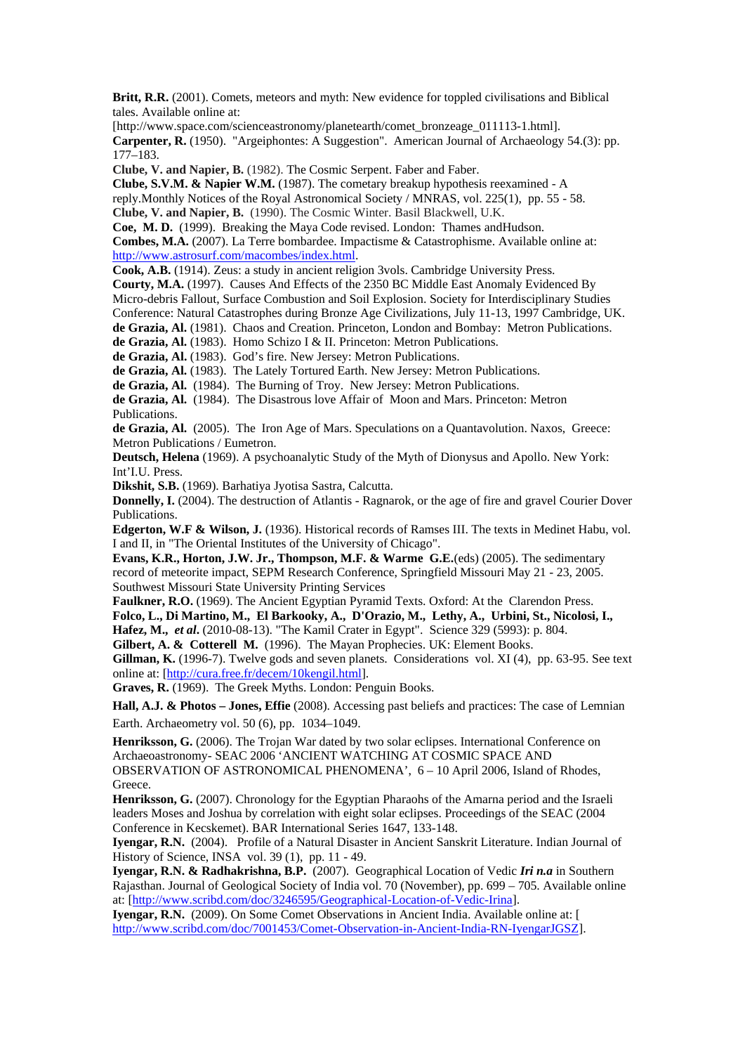**Britt, R.R.** (2001). Comets, meteors and myth: New evidence for toppled civilisations and Biblical tales. Available online at: [http://www.space.com/scienceastronomy/planetearth/comet_bronzeage_011113-1.html].

**Carpenter, R.** (1950). "Argeiphontes: A Suggestion". American Journal of Archaeology 54.(3): pp. 177–183.

**Clube, V. and Napier, B.** (1982). The Cosmic Serpent. Faber and Faber.

**Clube, S.V.M. & Napier W.M.** (1987). The cometary breakup hypothesis reexamined - A reply.Monthly Notices of the Royal Astronomical Society / MNRAS, vol. 225(1), pp. 55 - 58.

**Clube, V. and Napier, B.** (1990). The Cosmic Winter. Basil Blackwell, U.K.

**Coe, M. D.** (1999). Breaking the Maya Code revised. London: Thames andHudson.

**Combes, M.A.** (2007). La Terre bombardee. Impactisme & Catastrophisme. Available online at: http://www.astrosurf.com/macombes/index.html.

**Cook, A.B.** (1914). Zeus: a study in ancient religion 3vols. Cambridge University Press.

**Courty, M.A.** (1997). Causes And Effects of the 2350 BC Middle East Anomaly Evidenced By Micro-debris Fallout, Surface Combustion and Soil Explosion. Society for Interdisciplinary Studies Conference: Natural Catastrophes during Bronze Age Civilizations, July 11-13, 1997 Cambridge, UK.

**de Grazia, Al.** (1981). Chaos and Creation. Princeton, London and Bombay: Metron Publications.

**de Grazia, Al.** (1983). Homo Schizo I & II. Princeton: Metron Publications.

**de Grazia, Al.** (1983). God's fire. New Jersey: Metron Publications.

**de Grazia, Al.** (1983). The Lately Tortured Earth. New Jersey: Metron Publications.

**de Grazia, Al.** (1984). The Burning of Troy. New Jersey: Metron Publications.

**de Grazia, Al.** (1984). The Disastrous love Affair of Moon and Mars. Princeton: Metron Publications.

**de Grazia, Al.** (2005). The Iron Age of Mars. Speculations on a Quantavolution. Naxos, Greece: Metron Publications / Eumetron.

**Deutsch, Helena** (1969). A psychoanalytic Study of the Myth of Dionysus and Apollo. New York: Int'I.U. Press.

**Dikshit, S.B.** (1969). Barhatiya Jyotisa Sastra, Calcutta.

**Donnelly, I.** (2004). The destruction of Atlantis - Ragnarok, or the age of fire and gravel Courier Dover Publications.

**Edgerton, W.F & Wilson, J.** (1936). Historical records of Ramses III. The texts in Medinet Habu, vol. I and II, in "The Oriental Institutes of the University of Chicago".

**Evans, K.R., Horton, J.W. Jr., Thompson, M.F. & Warme G.E.**(eds) (2005). The sedimentary record of meteorite impact, SEPM Research Conference, Springfield Missouri May 21 - 23, 2005. Southwest Missouri State University Printing Services

**Faulkner, R.O.** (1969). The Ancient Egyptian Pyramid Texts. Oxford: At the Clarendon Press.

**Folco, L., Di Martino, M., El Barkooky, A., D'Orazio, M., Lethy, A., Urbini, St., Nicolosi, I., Hafez, M.,** ***et al***. (2010-08-13). "The Kamil Crater in Egypt". Science 329 (5993): p. 804.

**Gilbert, A. & Cotterell M.** (1996). The Mayan Prophecies. UK: Element Books.

**Gillman, K.** (1996-7). Twelve gods and seven planets. Considerations vol. XI (4), pp. 63-95. See text online at: [http://cura.free.fr/decem/10kengil.html].

**Graves, R.** (1969). The Greek Myths. London: Penguin Books.

**Hall, A.J. & Photos – Jones, Effie** (2008). Accessing past beliefs and practices: The case of Lemnian Earth. Archaeometry vol. 50 (6), pp. 1034–1049.

**Henriksson, G.** (2006). The Trojan War dated by two solar eclipses. International Conference on Archaeoastronomy- SEAC 2006 'ANCIENT WATCHING AT COSMIC SPACE AND OBSERVATION OF ASTRONOMICAL PHENOMENA', 6 – 10 April 2006, Island of Rhodes, Greece.

**Henriksson, G.** (2007). Chronology for the Egyptian Pharaohs of the Amarna period and the Israeli leaders Moses and Joshua by correlation with eight solar eclipses. Proceedings of the SEAC (2004 Conference in Kecskemet). BAR International Series 1647, 133-148.

**Iyengar, R.N.** (2004). Profile of a Natural Disaster in Ancient Sanskrit Literature. Indian Journal of History of Science, INSA vol. 39 (1), pp. 11 - 49.

**Iyengar, R.N. & Radhakrishna, B.P.** (2007). Geographical Location of Vedic ***Iri n.a*** in Southern Rajasthan. Journal of Geological Society of India vol. 70 (November), pp. 699 – 705. Available online at: [http://www.scribd.com/doc/3246595/Geographical-Location-of-Vedic-Irina].

**Iyengar, R.N.** (2009). On Some Comet Observations in Ancient India. Available online at: [http://www.scribd.com/doc/7001453/Comet-Observation-in-Ancient-India-RN-IyengarJGSZ].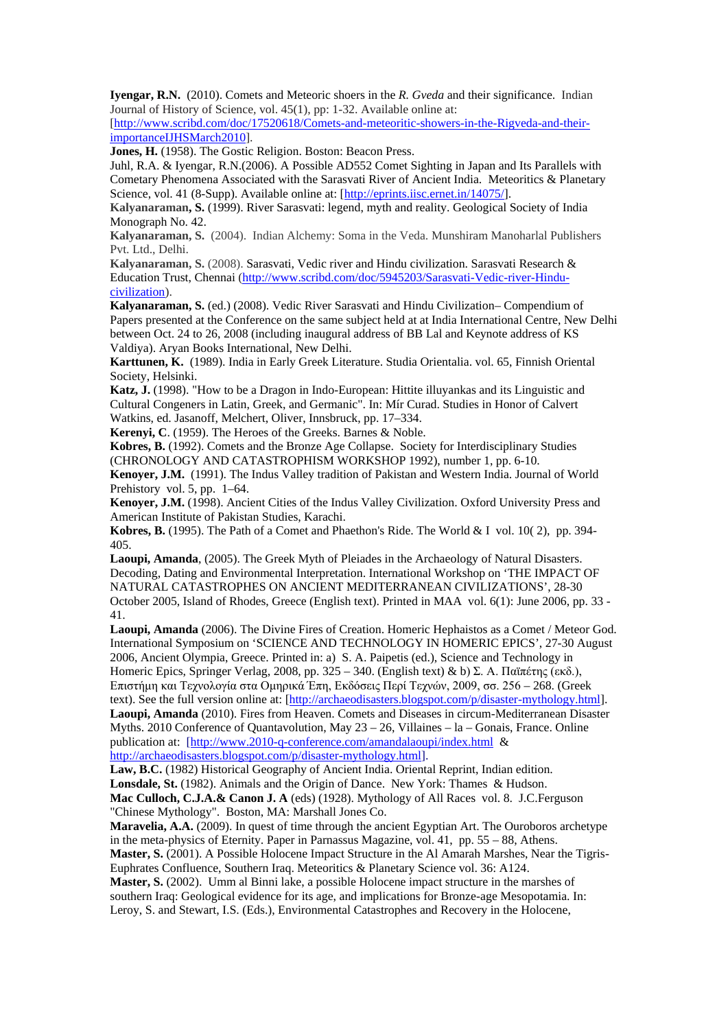**Iyengar, R.N.** (2010). Comets and Meteoric shoers in the *R. Gveda* and their significance. Indian Journal of History of Science, vol. 45(1), pp: 1-32. Available online at: [http://www.scribd.com/doc/17520618/Comets-and-meteoritic-showers-in-the-Rigveda-and-their-importanceIJHSMarch2010].

**Jones, H.** (1958). The Gostic Religion. Boston: Beacon Press.

Juhl, R.A. & Iyengar, R.N.(2006). A Possible AD552 Comet Sighting in Japan and Its Parallels with Cometary Phenomena Associated with the Sarasvati River of Ancient India. Meteoritics & Planetary Science, vol. 41 (8-Supp). Available online at: [http://eprints.iisc.ernet.in/14075/].

**Kalyanaraman, S.** (1999). River Sarasvati: legend, myth and reality. Geological Society of India Monograph No. 42.

**Kalyanaraman, S.** (2004). Indian Alchemy: Soma in the Veda. Munshiram Manoharlal Publishers Pvt. Ltd., Delhi.

**Kalyanaraman, S.** (2008). Sarasvati, Vedic river and Hindu civilization. Sarasvati Research & Education Trust, Chennai (http://www.scribd.com/doc/5945203/Sarasvati-Vedic-river-Hindu-civilization).

**Kalyanaraman, S.** (ed.) (2008). Vedic River Sarasvati and Hindu Civilization– Compendium of Papers presented at the Conference on the same subject held at at India International Centre, New Delhi between Oct. 24 to 26, 2008 (including inaugural address of BB Lal and Keynote address of KS Valdiya). Aryan Books International, New Delhi.

**Karttunen, K.** (1989). India in Early Greek Literature. Studia Orientalia. vol. 65, Finnish Oriental Society, Helsinki.

**Katz, J.** (1998). "How to be a Dragon in Indo-European: Hittite illuyankas and its Linguistic and Cultural Congeners in Latin, Greek, and Germanic". In: Mír Curad. Studies in Honor of Calvert Watkins, ed. Jasanoff, Melchert, Oliver, Innsbruck, pp. 17–334.

**Kerenyi, C**. (1959). The Heroes of the Greeks. Barnes & Noble.

**Kobres, B.** (1992). Comets and the Bronze Age Collapse. Society for Interdisciplinary Studies (CHRONOLOGY AND CATASTROPHISM WORKSHOP 1992), number 1, pp. 6-10.

**Kenoyer, J.M.** (1991). The Indus Valley tradition of Pakistan and Western India. Journal of World Prehistory vol. 5, pp. 1–64.

**Kenoyer, J.M.** (1998). Ancient Cities of the Indus Valley Civilization. Oxford University Press and American Institute of Pakistan Studies, Karachi.

**Kobres, B.** (1995). The Path of a Comet and Phaethon's Ride. The World & I vol. 10( 2), pp. 394-405.

**Laoupi, Amanda**, (2005). The Greek Myth of Pleiades in the Archaeology of Natural Disasters. Decoding, Dating and Environmental Interpretation. International Workshop on 'THE IMPACT OF NATURAL CATASTROPHES ON ANCIENT MEDITERRANEAN CIVILIZATIONS', 28-30 October 2005, Island of Rhodes, Greece (English text). Printed in MAA vol. 6(1): June 2006, pp. 33 - 41.

**Laoupi, Amanda** (2006). The Divine Fires of Creation. Homeric Hephaistos as a Comet / Meteor God. International Symposium on 'SCIENCE AND TECHNOLOGY IN HOMERIC EPICS', 27-30 August 2006, Ancient Olympia, Greece. Printed in: a) S. A. Paipetis (ed.), Science and Technology in Homeric Epics, Springer Verlag, 2008, pp. 325 – 340. (English text) & b) Σ. Α. Παϊπέτης (εκδ.), Επιστήμη και Τεχνολογία στα Ομηρικά Έπη, Εκδόσεις Περί Τεχνών, 2009, σσ. 256 – 268. (Greek text). See the full version online at: [http://archaeodisasters.blogspot.com/p/disaster-mythology.html].

**Laoupi, Amanda** (2010). Fires from Heaven. Comets and Diseases in circum-Mediterranean Disaster Myths. 2010 Conference of Quantavolution, May 23 – 26, Villaines – la – Gonais, France. Online publication at: [http://www.2010-q-conference.com/amandalaoupi/index.html & http://archaeodisasters.blogspot.com/p/disaster-mythology.html].

**Law, B.C.** (1982) Historical Geography of Ancient India. Oriental Reprint, Indian edition.

**Lonsdale, St.** (1982). Animals and the Origin of Dance. New York: Thames & Hudson.

**Mac Culloch, C.J.A.& Canon J. A** (eds) (1928). Mythology of All Races vol. 8. J.C.Ferguson "Chinese Mythology". Boston, MA: Marshall Jones Co.

**Maravelia, A.A.** (2009). In quest of time through the ancient Egyptian Art. The Ouroboros archetype in the meta-physics of Eternity. Paper in Parnassus Magazine, vol. 41, pp. 55 – 88, Athens.

**Master, S.** (2001). A Possible Holocene Impact Structure in the Al Amarah Marshes, Near the Tigris-Euphrates Confluence, Southern Iraq. Meteoritics & Planetary Science vol. 36: A124.

**Master, S.** (2002). Umm al Binni lake, a possible Holocene impact structure in the marshes of southern Iraq: Geological evidence for its age, and implications for Bronze-age Mesopotamia. In: Leroy, S. and Stewart, I.S. (Eds.), Environmental Catastrophes and Recovery in the Holocene,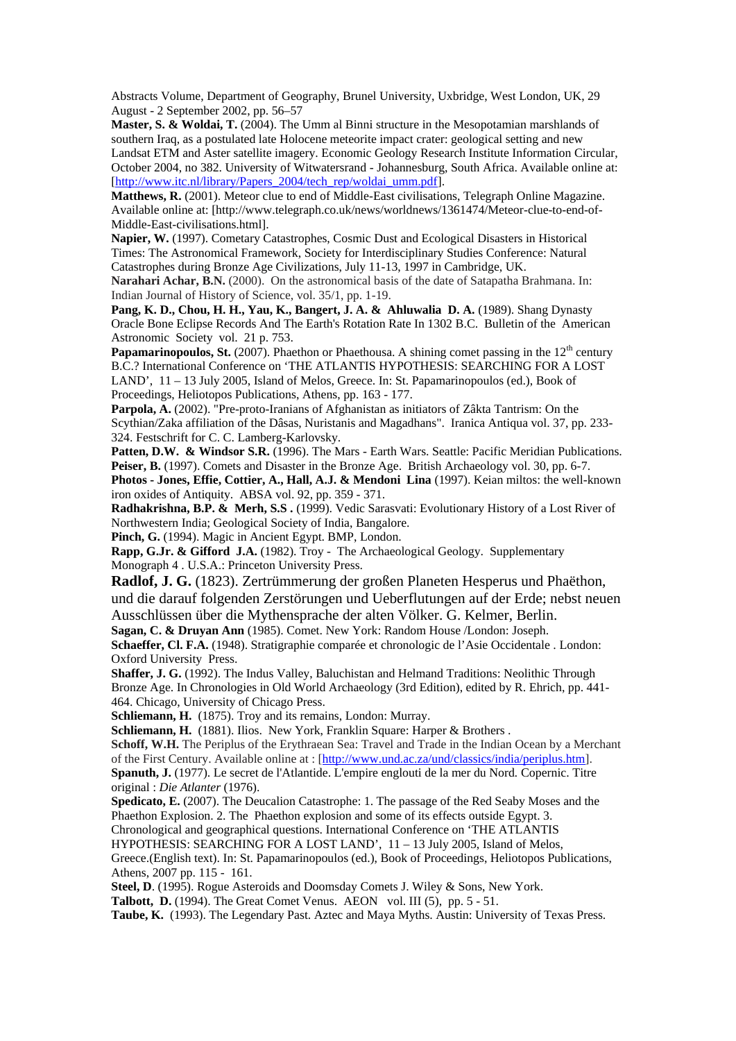Abstracts Volume, Department of Geography, Brunel University, Uxbridge, West London, UK, 29 August - 2 September 2002, pp. 56–57

**Master, S. & Woldai, T.** (2004). The Umm al Binni structure in the Mesopotamian marshlands of southern Iraq, as a postulated late Holocene meteorite impact crater: geological setting and new Landsat ETM and Aster satellite imagery. Economic Geology Research Institute Information Circular, October 2004, no 382. University of Witwatersrand - Johannesburg, South Africa. Available online at: [http://www.itc.nl/library/Papers_2004/tech_rep/woldai_umm.pdf].

**Matthews, R.** (2001). Meteor clue to end of Middle-East civilisations, Telegraph Online Magazine. Available online at: [http://www.telegraph.co.uk/news/worldnews/1361474/Meteor-clue-to-end-of-Middle-East-civilisations.html].

**Napier, W.** (1997). Cometary Catastrophes, Cosmic Dust and Ecological Disasters in Historical Times: The Astronomical Framework, Society for Interdisciplinary Studies Conference: Natural Catastrophes during Bronze Age Civilizations, July 11-13, 1997 in Cambridge, UK.

**Narahari Achar, B.N.** (2000). On the astronomical basis of the date of Satapatha Brahmana. In: Indian Journal of History of Science, vol. 35/1, pp. 1-19.

**Pang, K. D., Chou, H. H., Yau, K., Bangert, J. A. & Ahluwalia D. A.** (1989). Shang Dynasty Oracle Bone Eclipse Records And The Earth's Rotation Rate In 1302 B.C. Bulletin of the American Astronomic Society vol. 21 p. 753.

**Papamarinopoulos, St.** (2007). Phaethon or Phaethousa. A shining comet passing in the 12th century B.C.? International Conference on 'THE ATLANTIS HYPOTHESIS: SEARCHING FOR A LOST LAND', 11 – 13 July 2005, Island of Melos, Greece. In: St. Papamarinopoulos (ed.), Book of Proceedings, Heliotopos Publications, Athens, pp. 163 - 177.

**Parpola, A.** (2002). "Pre-proto-Iranians of Afghanistan as initiators of Zâkta Tantrism: On the Scythian/Zaka affiliation of the Dâsas, Nuristanis and Magadhans". Iranica Antiqua vol. 37, pp. 233-324. Festschrift for C. C. Lamberg-Karlovsky.

**Patten, D.W. & Windsor S.R.** (1996). The Mars - Earth Wars. Seattle: Pacific Meridian Publications.

**Peiser, B.** (1997). Comets and Disaster in the Bronze Age. British Archaeology vol. 30, pp. 6-7.

**Photos - Jones, Effie, Cottier, A., Hall, A.J. & Mendoni Lina** (1997). Keian miltos: the well-known iron oxides of Antiquity. ABSA vol. 92, pp. 359 - 371.

**Radhakrishna, B.P. & Merh, S.S .** (1999). Vedic Sarasvati: Evolutionary History of a Lost River of Northwestern India; Geological Society of India, Bangalore.

**Pinch, G.** (1994). Magic in Ancient Egypt. BMP, London.

**Rapp, G.Jr. & Gifford J.A.** (1982). Troy - The Archaeological Geology. Supplementary Monograph 4 . U.S.A.: Princeton University Press.

**Radlof, J. G.** (1823). Zertrümmerung der großen Planeten Hesperus und Phaëthon, und die darauf folgenden Zerstörungen und Ueberflutungen auf der Erde; nebst neuen Ausschlüssen über die Mythensprache der alten Völker. G. Kelmer, Berlin.

**Sagan, C. & Druyan Ann** (1985). Comet. New York: Random House /London: Joseph.

**Schaeffer, Cl. F.A.** (1948). Stratigraphie comparée et chronologic de l'Asie Occidentale . London: Oxford University Press.

**Shaffer, J. G.** (1992). The Indus Valley, Baluchistan and Helmand Traditions: Neolithic Through Bronze Age. In Chronologies in Old World Archaeology (3rd Edition), edited by R. Ehrich, pp. 441-464. Chicago, University of Chicago Press.

**Schliemann, H.** (1875). Troy and its remains, London: Murray.

**Schliemann, H.** (1881). Ilios. New York, Franklin Square: Harper & Brothers .

**Schoff, W.H.** The Periplus of the Erythraean Sea: Travel and Trade in the Indian Ocean by a Merchant of the First Century. Available online at : [http://www.und.ac.za/und/classics/india/periplus.htm].

**Spanuth, J.** (1977). Le secret de l'Atlantide. L'empire englouti de la mer du Nord. Copernic. Titre original : *Die Atlanter* (1976).

**Spedicato, E.** (2007). The Deucalion Catastrophe: 1. The passage of the Red Seaby Moses and the Phaethon Explosion. 2. The Phaethon explosion and some of its effects outside Egypt. 3. Chronological and geographical questions. International Conference on 'THE ATLANTIS HYPOTHESIS: SEARCHING FOR A LOST LAND', 11 – 13 July 2005, Island of Melos, Greece.(English text). In: St. Papamarinopoulos (ed.), Book of Proceedings, Heliotopos Publications, Athens, 2007 pp. 115 - 161.

**Steel, D**. (1995). Rogue Asteroids and Doomsday Comets J. Wiley & Sons, New York.

**Talbott, D.** (1994). The Great Comet Venus. AEON vol. III (5), pp. 5 - 51.

**Taube, K.** (1993). The Legendary Past. Aztec and Maya Myths. Austin: University of Texas Press.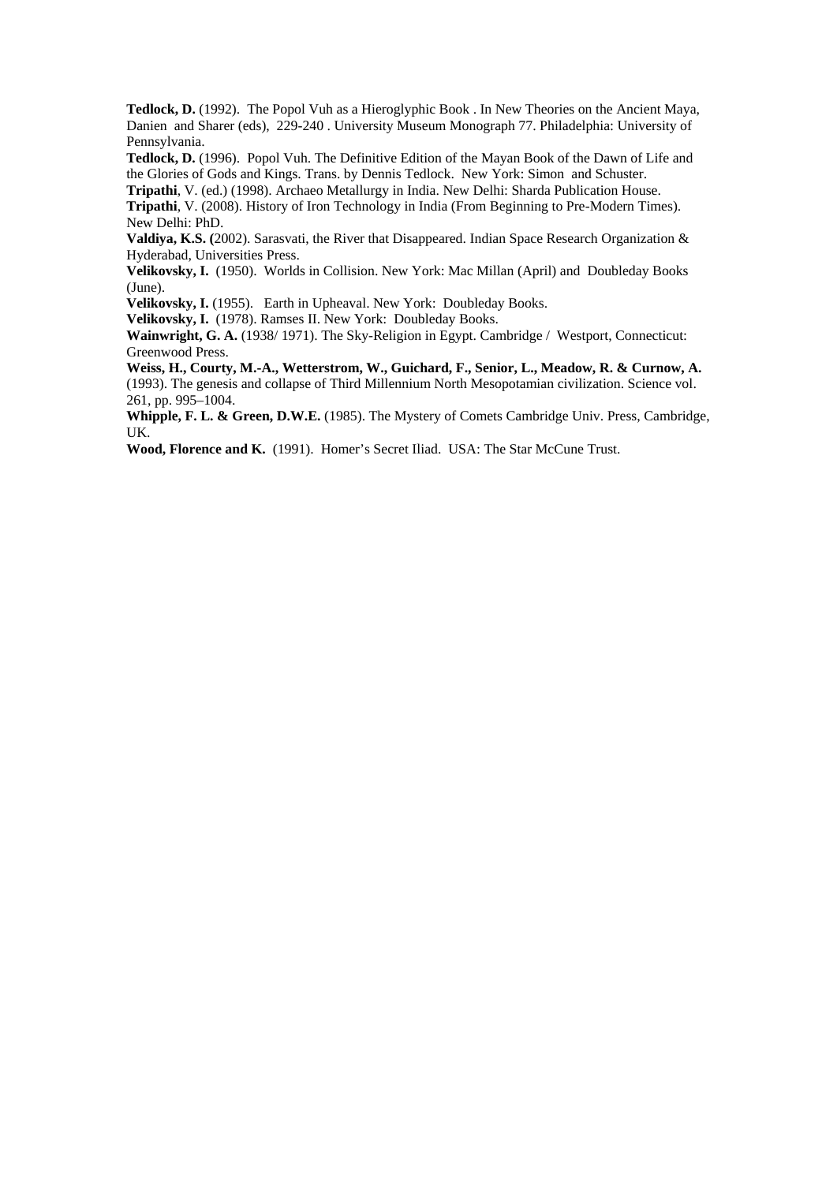**Tedlock, D.** (1992). The Popol Vuh as a Hieroglyphic Book . In New Theories on the Ancient Maya, Danien and Sharer (eds), 229-240 . University Museum Monograph 77. Philadelphia: University of Pennsylvania.

**Tedlock, D.** (1996). Popol Vuh. The Definitive Edition of the Mayan Book of the Dawn of Life and the Glories of Gods and Kings. Trans. by Dennis Tedlock. New York: Simon and Schuster.

**Tripathi**, V. (ed.) (1998). Archaeo Metallurgy in India. New Delhi: Sharda Publication House.

**Tripathi**, V. (2008). History of Iron Technology in India (From Beginning to Pre-Modern Times). New Delhi: PhD.

**Valdiya, K.S. (**2002). Sarasvati, the River that Disappeared. Indian Space Research Organization & Hyderabad, Universities Press.

**Velikovsky, I.** (1950). Worlds in Collision. New York: Mac Millan (April) and Doubleday Books (June).

**Velikovsky, I.** (1955). Earth in Upheaval. New York: Doubleday Books.

**Velikovsky, I.** (1978). Ramses II. New York: Doubleday Books.

**Wainwright, G. A.** (1938/ 1971). The Sky-Religion in Egypt. Cambridge / Westport, Connecticut: Greenwood Press.

**Weiss, H., Courty, M.-A., Wetterstrom, W., Guichard, F., Senior, L., Meadow, R. & Curnow, A.** (1993). The genesis and collapse of Third Millennium North Mesopotamian civilization. Science vol. 261, pp. 995–1004.

**Whipple, F. L. & Green, D.W.E.** (1985). The Mystery of Comets Cambridge Univ. Press, Cambridge, UK.

**Wood, Florence and K.** (1991). Homer's Secret Iliad. USA: The Star McCune Trust.